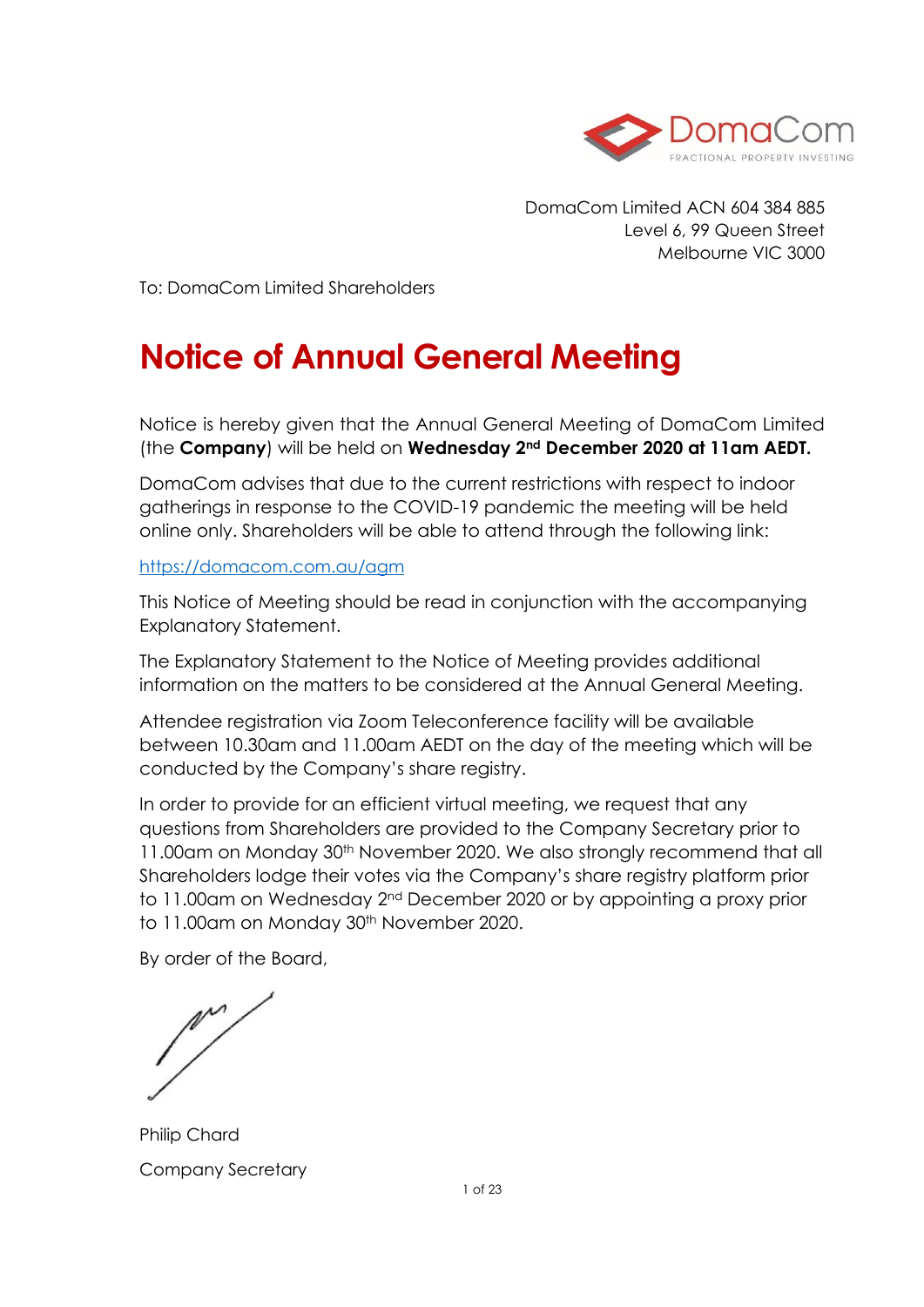DomaCom Limited ACN 604 384 885
Level 6, 99 Queen Street
Melbourne VIC 3000

To: DomaCom Limited Shareholders

# Notice of Annual General Meeting

Notice is hereby given that the Annual General Meeting of DomaCom Limited (the **Company**) will be held on **Wednesday 2nd December 2020 at 11am AEDT.**

DomaCom advises that due to the current restrictions with respect to indoor gatherings in response to the COVID-19 pandemic the meeting will be held online only. Shareholders will be able to attend through the following link:

https://domacom.com.au/agm

This Notice of Meeting should be read in conjunction with the accompanying Explanatory Statement.

The Explanatory Statement to the Notice of Meeting provides additional information on the matters to be considered at the Annual General Meeting.

Attendee registration via Zoom Teleconference facility will be available between 10.30am and 11.00am AEDT on the day of the meeting which will be conducted by the Company's share registry.

In order to provide for an efficient virtual meeting, we request that any questions from Shareholders are provided to the Company Secretary prior to 11.00am on Monday 30th November 2020. We also strongly recommend that all Shareholders lodge their votes via the Company's share registry platform prior to 11.00am on Wednesday 2nd December 2020 or by appointing a proxy prior to 11.00am on Monday 30th November 2020.

By order of the Board,

Philip Chard

Company Secretary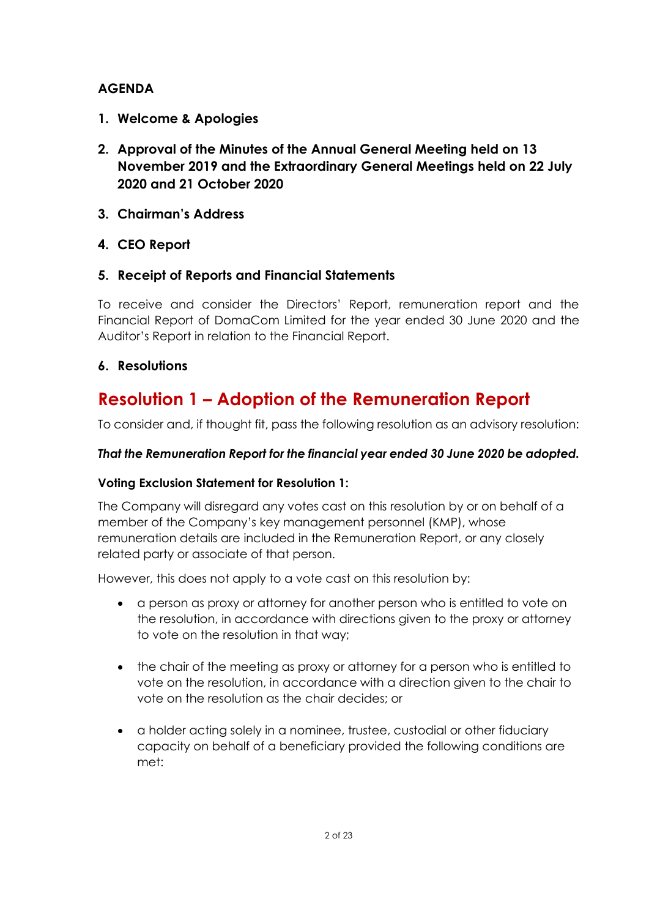**AGENDA**

1. **Welcome & Apologies**

2. **Approval of the Minutes of the Annual General Meeting held on 13 November 2019 and the Extraordinary General Meetings held on 22 July 2020 and 21 October 2020**

3. **Chairman's Address**

4. **CEO Report**

5. **Receipt of Reports and Financial Statements**

To receive and consider the Directors' Report, remuneration report and the Financial Report of DomaCom Limited for the year ended 30 June 2020 and the Auditor's Report in relation to the Financial Report.

6. **Resolutions**

## Resolution 1 – Adoption of the Remuneration Report

To consider and, if thought fit, pass the following resolution as an advisory resolution:

***That the Remuneration Report for the financial year ended 30 June 2020 be adopted.***

**Voting Exclusion Statement for Resolution 1:**

The Company will disregard any votes cast on this resolution by or on behalf of a member of the Company's key management personnel (KMP), whose remuneration details are included in the Remuneration Report, or any closely related party or associate of that person.

However, this does not apply to a vote cast on this resolution by:

- a person as proxy or attorney for another person who is entitled to vote on the resolution, in accordance with directions given to the proxy or attorney to vote on the resolution in that way;

- the chair of the meeting as proxy or attorney for a person who is entitled to vote on the resolution, in accordance with a direction given to the chair to vote on the resolution as the chair decides; or

- a holder acting solely in a nominee, trustee, custodial or other fiduciary capacity on behalf of a beneficiary provided the following conditions are met: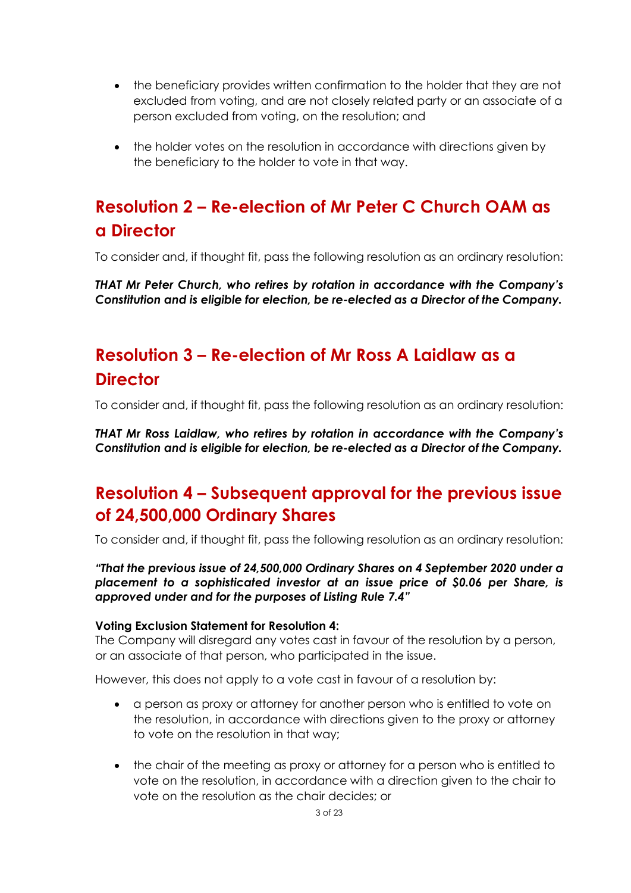- the beneficiary provides written confirmation to the holder that they are not excluded from voting, and are not closely related party or an associate of a person excluded from voting, on the resolution; and
- the holder votes on the resolution in accordance with directions given by the beneficiary to the holder to vote in that way.

## Resolution 2 – Re-election of Mr Peter C Church OAM as a Director

To consider and, if thought fit, pass the following resolution as an ordinary resolution:

***THAT Mr Peter Church, who retires by rotation in accordance with the Company's Constitution and is eligible for election, be re-elected as a Director of the Company.***

## Resolution 3 – Re-election of Mr Ross A Laidlaw as a Director

To consider and, if thought fit, pass the following resolution as an ordinary resolution:

***THAT Mr Ross Laidlaw, who retires by rotation in accordance with the Company's Constitution and is eligible for election, be re-elected as a Director of the Company.***

## Resolution 4 – Subsequent approval for the previous issue of 24,500,000 Ordinary Shares

To consider and, if thought fit, pass the following resolution as an ordinary resolution:

***"That the previous issue of 24,500,000 Ordinary Shares on 4 September 2020 under a placement to a sophisticated investor at an issue price of $0.06 per Share, is approved under and for the purposes of Listing Rule 7.4"***

**Voting Exclusion Statement for Resolution 4:**
The Company will disregard any votes cast in favour of the resolution by a person, or an associate of that person, who participated in the issue.

However, this does not apply to a vote cast in favour of a resolution by:

- a person as proxy or attorney for another person who is entitled to vote on the resolution, in accordance with directions given to the proxy or attorney to vote on the resolution in that way;
- the chair of the meeting as proxy or attorney for a person who is entitled to vote on the resolution, in accordance with a direction given to the chair to vote on the resolution as the chair decides; or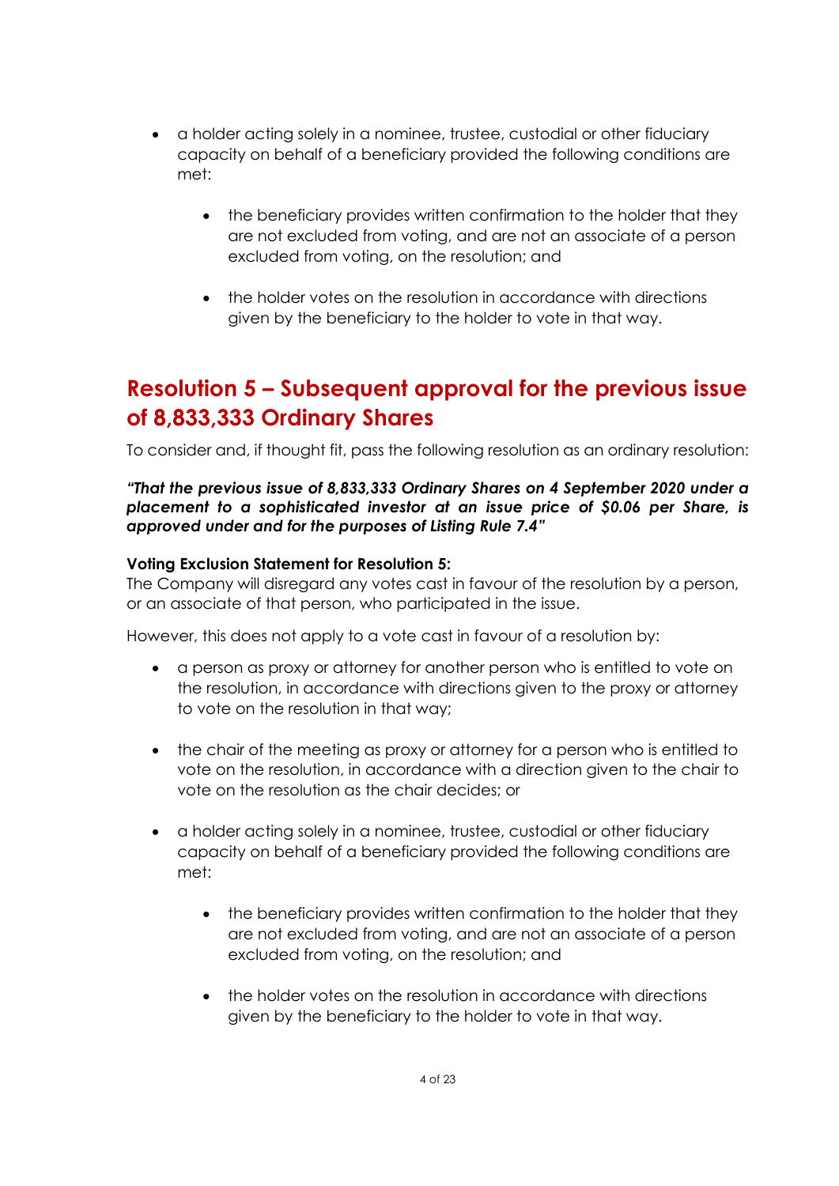- a holder acting solely in a nominee, trustee, custodial or other fiduciary capacity on behalf of a beneficiary provided the following conditions are met:

    - the beneficiary provides written confirmation to the holder that they are not excluded from voting, and are not an associate of a person excluded from voting, on the resolution; and

    - the holder votes on the resolution in accordance with directions given by the beneficiary to the holder to vote in that way.

## Resolution 5 – Subsequent approval for the previous issue of 8,833,333 Ordinary Shares

To consider and, if thought fit, pass the following resolution as an ordinary resolution:

***"That the previous issue of 8,833,333 Ordinary Shares on 4 September 2020 under a placement to a sophisticated investor at an issue price of $0.06 per Share, is approved under and for the purposes of Listing Rule 7.4"***

**Voting Exclusion Statement for Resolution 5:**
The Company will disregard any votes cast in favour of the resolution by a person, or an associate of that person, who participated in the issue.

However, this does not apply to a vote cast in favour of a resolution by:

- a person as proxy or attorney for another person who is entitled to vote on the resolution, in accordance with directions given to the proxy or attorney to vote on the resolution in that way;

- the chair of the meeting as proxy or attorney for a person who is entitled to vote on the resolution, in accordance with a direction given to the chair to vote on the resolution as the chair decides; or

- a holder acting solely in a nominee, trustee, custodial or other fiduciary capacity on behalf of a beneficiary provided the following conditions are met:

    - the beneficiary provides written confirmation to the holder that they are not excluded from voting, and are not an associate of a person excluded from voting, on the resolution; and

    - the holder votes on the resolution in accordance with directions given by the beneficiary to the holder to vote in that way.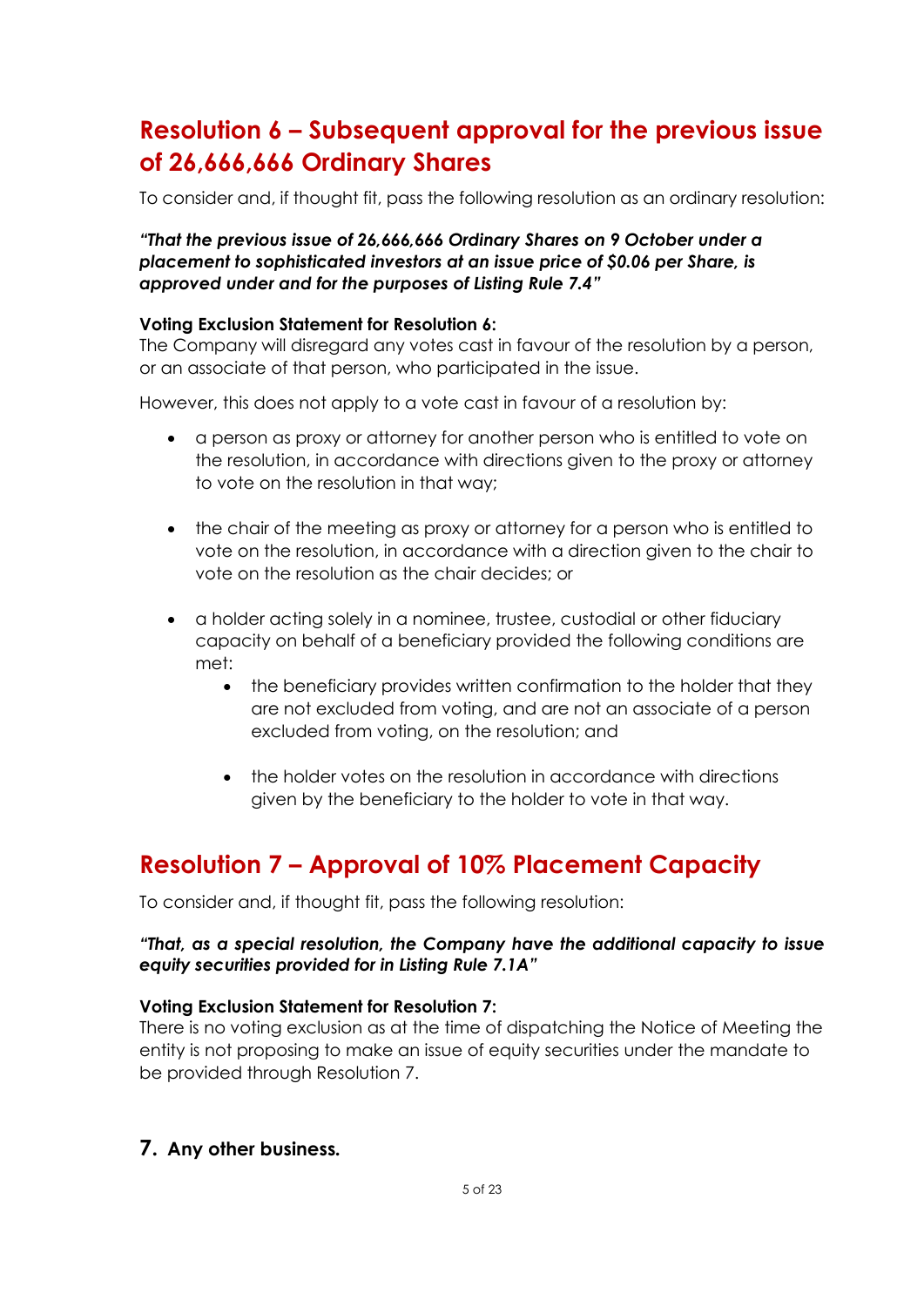## Resolution 6 – Subsequent approval for the previous issue of 26,666,666 Ordinary Shares

To consider and, if thought fit, pass the following resolution as an ordinary resolution:

***"That the previous issue of 26,666,666 Ordinary Shares on 9 October under a placement to sophisticated investors at an issue price of $0.06 per Share, is approved under and for the purposes of Listing Rule 7.4"***

**Voting Exclusion Statement for Resolution 6:**
The Company will disregard any votes cast in favour of the resolution by a person, or an associate of that person, who participated in the issue.

However, this does not apply to a vote cast in favour of a resolution by:

- a person as proxy or attorney for another person who is entitled to vote on the resolution, in accordance with directions given to the proxy or attorney to vote on the resolution in that way;
- the chair of the meeting as proxy or attorney for a person who is entitled to vote on the resolution, in accordance with a direction given to the chair to vote on the resolution as the chair decides; or
- a holder acting solely in a nominee, trustee, custodial or other fiduciary capacity on behalf of a beneficiary provided the following conditions are met:
    - the beneficiary provides written confirmation to the holder that they are not excluded from voting, and are not an associate of a person excluded from voting, on the resolution; and
    - the holder votes on the resolution in accordance with directions given by the beneficiary to the holder to vote in that way.

## Resolution 7 – Approval of 10% Placement Capacity

To consider and, if thought fit, pass the following resolution:

***"That, as a special resolution, the Company have the additional capacity to issue equity securities provided for in Listing Rule 7.1A"***

**Voting Exclusion Statement for Resolution 7:**
There is no voting exclusion as at the time of dispatching the Notice of Meeting the entity is not proposing to make an issue of equity securities under the mandate to be provided through Resolution 7.

### 7. Any other business.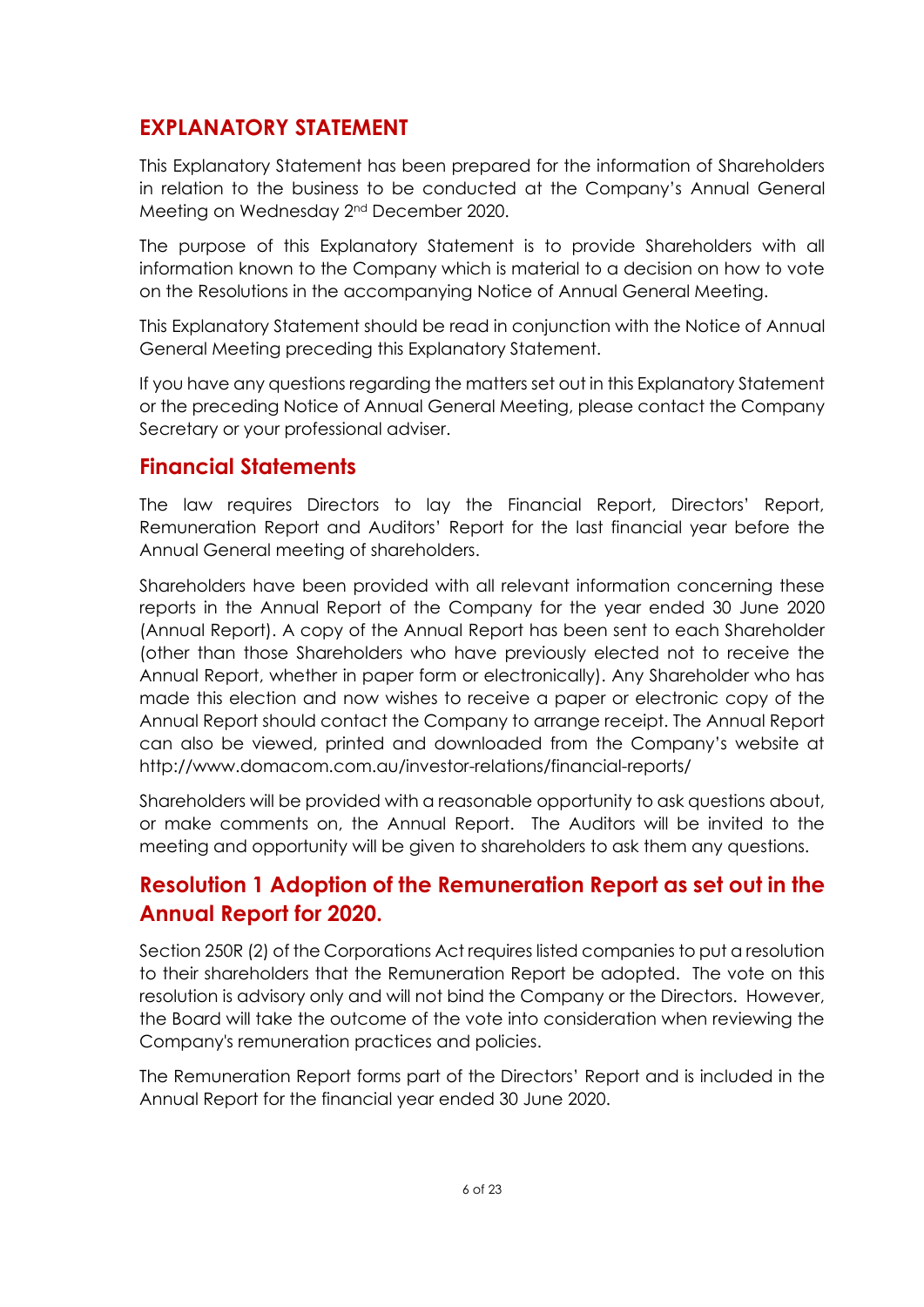## EXPLANATORY STATEMENT

This Explanatory Statement has been prepared for the information of Shareholders in relation to the business to be conducted at the Company's Annual General Meeting on Wednesday 2nd December 2020.

The purpose of this Explanatory Statement is to provide Shareholders with all information known to the Company which is material to a decision on how to vote on the Resolutions in the accompanying Notice of Annual General Meeting.

This Explanatory Statement should be read in conjunction with the Notice of Annual General Meeting preceding this Explanatory Statement.

If you have any questions regarding the matters set out in this Explanatory Statement or the preceding Notice of Annual General Meeting, please contact the Company Secretary or your professional adviser.

## Financial Statements

The law requires Directors to lay the Financial Report, Directors' Report, Remuneration Report and Auditors' Report for the last financial year before the Annual General meeting of shareholders.

Shareholders have been provided with all relevant information concerning these reports in the Annual Report of the Company for the year ended 30 June 2020 (Annual Report). A copy of the Annual Report has been sent to each Shareholder (other than those Shareholders who have previously elected not to receive the Annual Report, whether in paper form or electronically). Any Shareholder who has made this election and now wishes to receive a paper or electronic copy of the Annual Report should contact the Company to arrange receipt. The Annual Report can also be viewed, printed and downloaded from the Company's website at http://www.domacom.com.au/investor-relations/financial-reports/

Shareholders will be provided with a reasonable opportunity to ask questions about, or make comments on, the Annual Report. The Auditors will be invited to the meeting and opportunity will be given to shareholders to ask them any questions.

## Resolution 1 Adoption of the Remuneration Report as set out in the Annual Report for 2020.

Section 250R (2) of the Corporations Act requires listed companies to put a resolution to their shareholders that the Remuneration Report be adopted. The vote on this resolution is advisory only and will not bind the Company or the Directors. However, the Board will take the outcome of the vote into consideration when reviewing the Company's remuneration practices and policies.

The Remuneration Report forms part of the Directors' Report and is included in the Annual Report for the financial year ended 30 June 2020.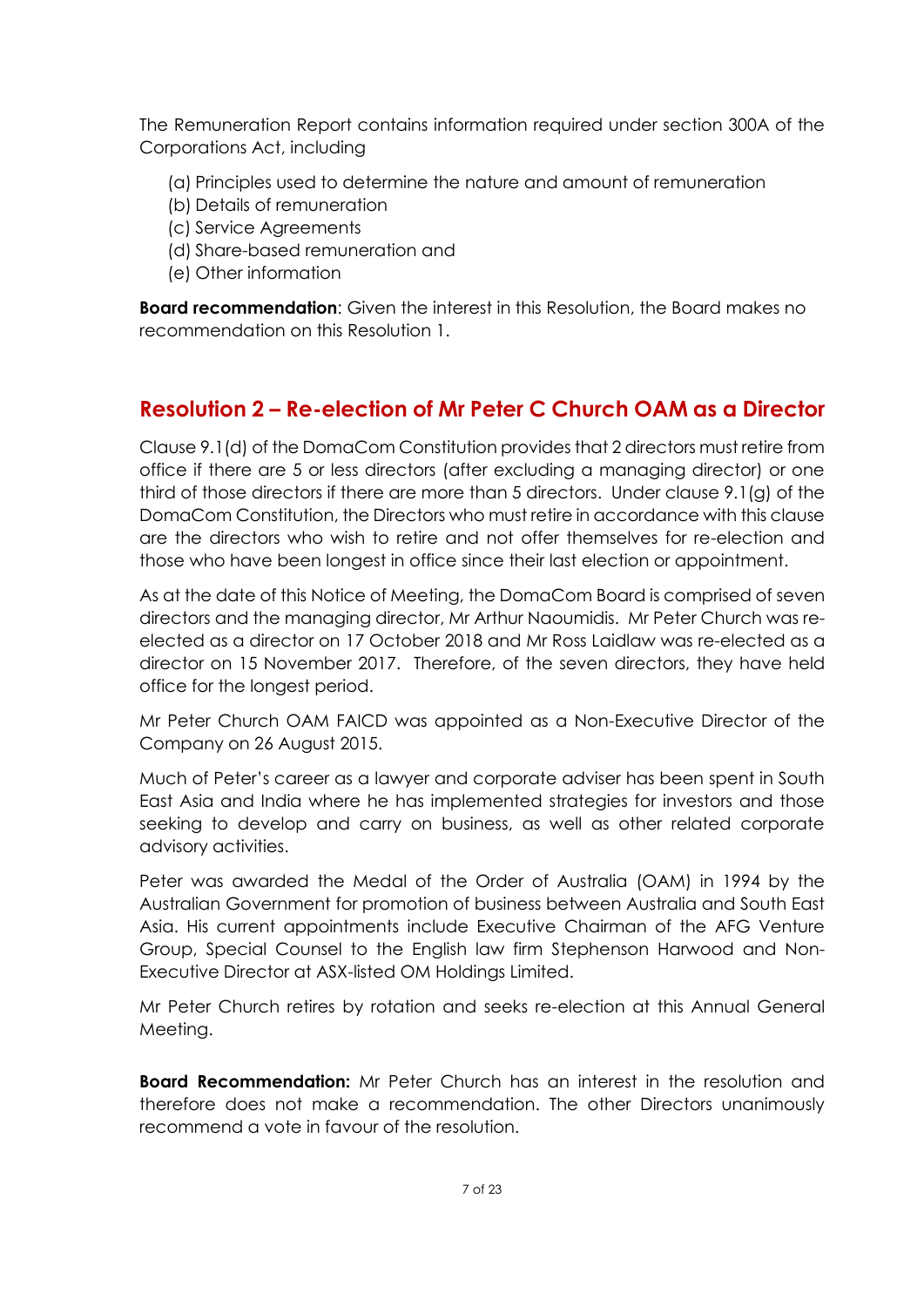The Remuneration Report contains information required under section 300A of the Corporations Act, including

(a) Principles used to determine the nature and amount of remuneration
(b) Details of remuneration
(c) Service Agreements
(d) Share-based remuneration and
(e) Other information

**Board recommendation**: Given the interest in this Resolution, the Board makes no recommendation on this Resolution 1.

## Resolution 2 – Re-election of Mr Peter C Church OAM as a Director

Clause 9.1(d) of the DomaCom Constitution provides that 2 directors must retire from office if there are 5 or less directors (after excluding a managing director) or one third of those directors if there are more than 5 directors. Under clause 9.1(g) of the DomaCom Constitution, the Directors who must retire in accordance with this clause are the directors who wish to retire and not offer themselves for re-election and those who have been longest in office since their last election or appointment.

As at the date of this Notice of Meeting, the DomaCom Board is comprised of seven directors and the managing director, Mr Arthur Naoumidis. Mr Peter Church was re-elected as a director on 17 October 2018 and Mr Ross Laidlaw was re-elected as a director on 15 November 2017. Therefore, of the seven directors, they have held office for the longest period.

Mr Peter Church OAM FAICD was appointed as a Non-Executive Director of the Company on 26 August 2015.

Much of Peter's career as a lawyer and corporate adviser has been spent in South East Asia and India where he has implemented strategies for investors and those seeking to develop and carry on business, as well as other related corporate advisory activities.

Peter was awarded the Medal of the Order of Australia (OAM) in 1994 by the Australian Government for promotion of business between Australia and South East Asia. His current appointments include Executive Chairman of the AFG Venture Group, Special Counsel to the English law firm Stephenson Harwood and Non-Executive Director at ASX-listed OM Holdings Limited.

Mr Peter Church retires by rotation and seeks re-election at this Annual General Meeting.

**Board Recommendation:** Mr Peter Church has an interest in the resolution and therefore does not make a recommendation. The other Directors unanimously recommend a vote in favour of the resolution.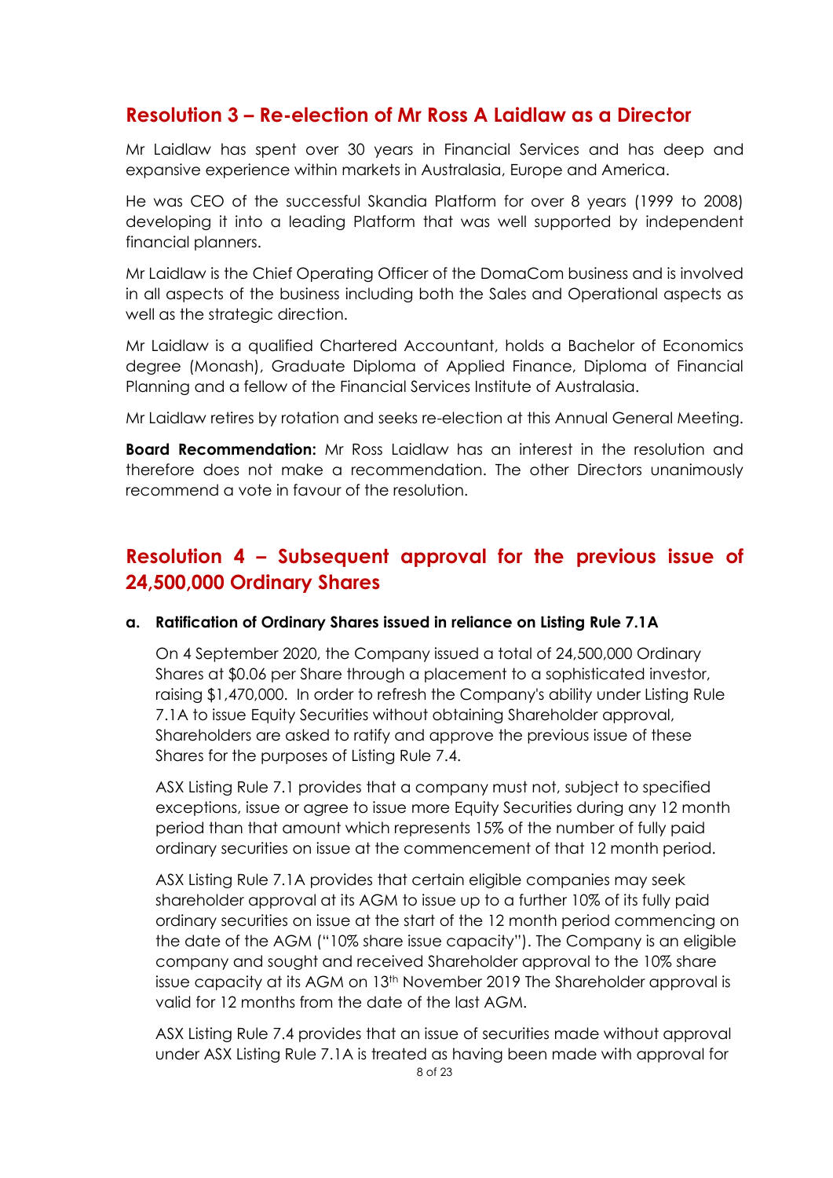## Resolution 3 – Re-election of Mr Ross A Laidlaw as a Director

Mr Laidlaw has spent over 30 years in Financial Services and has deep and expansive experience within markets in Australasia, Europe and America.

He was CEO of the successful Skandia Platform for over 8 years (1999 to 2008) developing it into a leading Platform that was well supported by independent financial planners.

Mr Laidlaw is the Chief Operating Officer of the DomaCom business and is involved in all aspects of the business including both the Sales and Operational aspects as well as the strategic direction.

Mr Laidlaw is a qualified Chartered Accountant, holds a Bachelor of Economics degree (Monash), Graduate Diploma of Applied Finance, Diploma of Financial Planning and a fellow of the Financial Services Institute of Australasia.

Mr Laidlaw retires by rotation and seeks re-election at this Annual General Meeting.

**Board Recommendation:** Mr Ross Laidlaw has an interest in the resolution and therefore does not make a recommendation. The other Directors unanimously recommend a vote in favour of the resolution.

## Resolution 4 – Subsequent approval for the previous issue of 24,500,000 Ordinary Shares

**a. Ratification of Ordinary Shares issued in reliance on Listing Rule 7.1A**

On 4 September 2020, the Company issued a total of 24,500,000 Ordinary Shares at $0.06 per Share through a placement to a sophisticated investor, raising $1,470,000. In order to refresh the Company's ability under Listing Rule 7.1A to issue Equity Securities without obtaining Shareholder approval, Shareholders are asked to ratify and approve the previous issue of these Shares for the purposes of Listing Rule 7.4.

ASX Listing Rule 7.1 provides that a company must not, subject to specified exceptions, issue or agree to issue more Equity Securities during any 12 month period than that amount which represents 15% of the number of fully paid ordinary securities on issue at the commencement of that 12 month period.

ASX Listing Rule 7.1A provides that certain eligible companies may seek shareholder approval at its AGM to issue up to a further 10% of its fully paid ordinary securities on issue at the start of the 12 month period commencing on the date of the AGM ("10% share issue capacity"). The Company is an eligible company and sought and received Shareholder approval to the 10% share issue capacity at its AGM on 13th November 2019 The Shareholder approval is valid for 12 months from the date of the last AGM.

ASX Listing Rule 7.4 provides that an issue of securities made without approval under ASX Listing Rule 7.1A is treated as having been made with approval for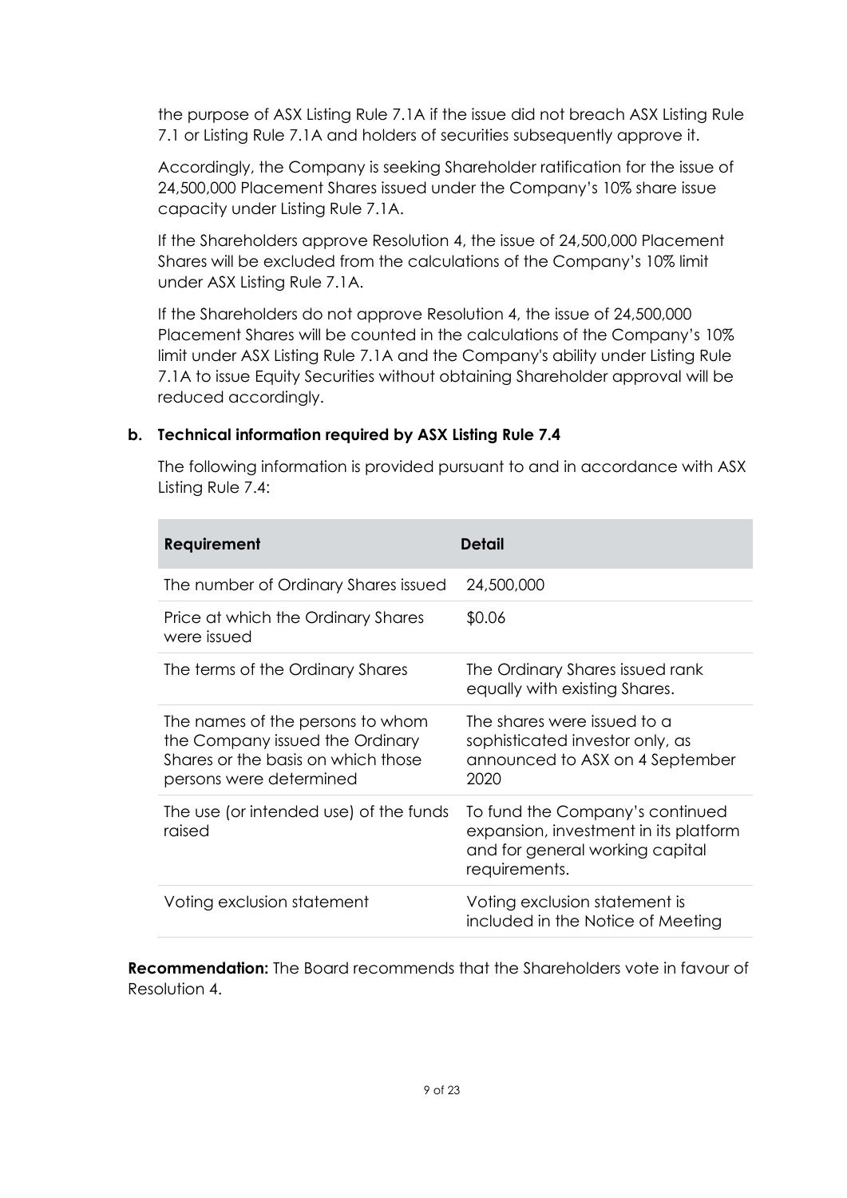the purpose of ASX Listing Rule 7.1A if the issue did not breach ASX Listing Rule 7.1 or Listing Rule 7.1A and holders of securities subsequently approve it.

Accordingly, the Company is seeking Shareholder ratification for the issue of 24,500,000 Placement Shares issued under the Company's 10% share issue capacity under Listing Rule 7.1A.

If the Shareholders approve Resolution 4, the issue of 24,500,000 Placement Shares will be excluded from the calculations of the Company's 10% limit under ASX Listing Rule 7.1A.

If the Shareholders do not approve Resolution 4, the issue of 24,500,000 Placement Shares will be counted in the calculations of the Company's 10% limit under ASX Listing Rule 7.1A and the Company's ability under Listing Rule 7.1A to issue Equity Securities without obtaining Shareholder approval will be reduced accordingly.

**b. Technical information required by ASX Listing Rule 7.4**

The following information is provided pursuant to and in accordance with ASX Listing Rule 7.4:

| Requirement | Detail |
|---|---|
| The number of Ordinary Shares issued | 24,500,000 |
| Price at which the Ordinary Shares were issued | $0.06 |
| The terms of the Ordinary Shares | The Ordinary Shares issued rank equally with existing Shares. |
| The names of the persons to whom the Company issued the Ordinary Shares or the basis on which those persons were determined | The shares were issued to a sophisticated investor only, as announced to ASX on 4 September 2020 |
| The use (or intended use) of the funds raised | To fund the Company's continued expansion, investment in its platform and for general working capital requirements. |
| Voting exclusion statement | Voting exclusion statement is included in the Notice of Meeting |

**Recommendation:** The Board recommends that the Shareholders vote in favour of Resolution 4.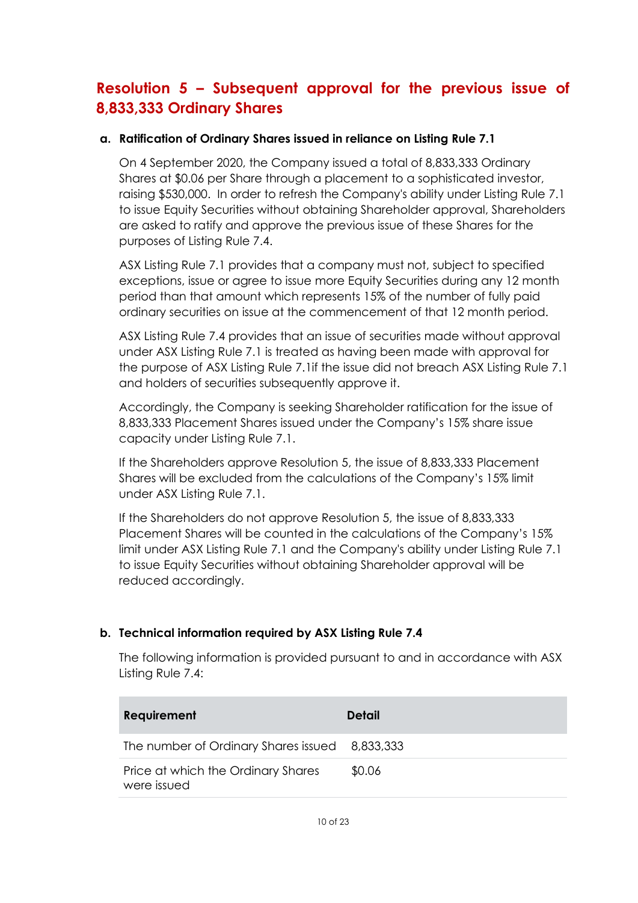## Resolution 5 – Subsequent approval for the previous issue of 8,833,333 Ordinary Shares

### a. Ratification of Ordinary Shares issued in reliance on Listing Rule 7.1

On 4 September 2020, the Company issued a total of 8,833,333 Ordinary Shares at $0.06 per Share through a placement to a sophisticated investor, raising $530,000. In order to refresh the Company's ability under Listing Rule 7.1 to issue Equity Securities without obtaining Shareholder approval, Shareholders are asked to ratify and approve the previous issue of these Shares for the purposes of Listing Rule 7.4.

ASX Listing Rule 7.1 provides that a company must not, subject to specified exceptions, issue or agree to issue more Equity Securities during any 12 month period than that amount which represents 15% of the number of fully paid ordinary securities on issue at the commencement of that 12 month period.

ASX Listing Rule 7.4 provides that an issue of securities made without approval under ASX Listing Rule 7.1 is treated as having been made with approval for the purpose of ASX Listing Rule 7.1if the issue did not breach ASX Listing Rule 7.1 and holders of securities subsequently approve it.

Accordingly, the Company is seeking Shareholder ratification for the issue of 8,833,333 Placement Shares issued under the Company's 15% share issue capacity under Listing Rule 7.1.

If the Shareholders approve Resolution 5, the issue of 8,833,333 Placement Shares will be excluded from the calculations of the Company's 15% limit under ASX Listing Rule 7.1.

If the Shareholders do not approve Resolution 5, the issue of 8,833,333 Placement Shares will be counted in the calculations of the Company's 15% limit under ASX Listing Rule 7.1 and the Company's ability under Listing Rule 7.1 to issue Equity Securities without obtaining Shareholder approval will be reduced accordingly.

### b. Technical information required by ASX Listing Rule 7.4

The following information is provided pursuant to and in accordance with ASX Listing Rule 7.4:

| Requirement | Detail |
|---|---|
| The number of Ordinary Shares issued | 8,833,333 |
| Price at which the Ordinary Shares were issued | $0.06 |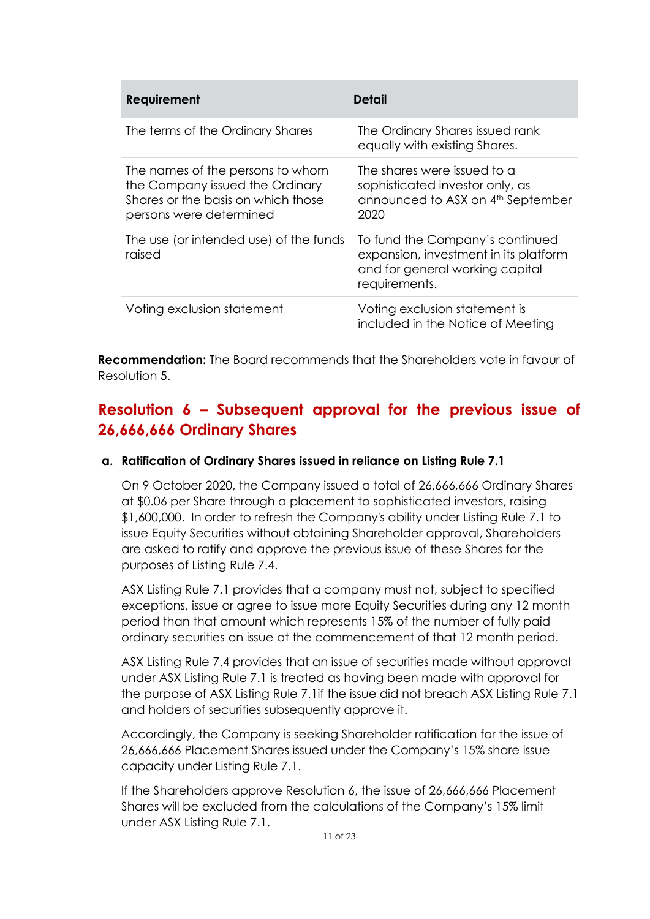| Requirement | Detail |
| --- | --- |
| The terms of the Ordinary Shares | The Ordinary Shares issued rank equally with existing Shares. |
| The names of the persons to whom the Company issued the Ordinary Shares or the basis on which those persons were determined | The shares were issued to a sophisticated investor only, as announced to ASX on 4th September 2020 |
| The use (or intended use) of the funds raised | To fund the Company's continued expansion, investment in its platform and for general working capital requirements. |
| Voting exclusion statement | Voting exclusion statement is included in the Notice of Meeting |

**Recommendation:** The Board recommends that the Shareholders vote in favour of Resolution 5.

## Resolution 6 – Subsequent approval for the previous issue of 26,666,666 Ordinary Shares

**a. Ratification of Ordinary Shares issued in reliance on Listing Rule 7.1**

On 9 October 2020, the Company issued a total of 26,666,666 Ordinary Shares at $0.06 per Share through a placement to sophisticated investors, raising $1,600,000. In order to refresh the Company's ability under Listing Rule 7.1 to issue Equity Securities without obtaining Shareholder approval, Shareholders are asked to ratify and approve the previous issue of these Shares for the purposes of Listing Rule 7.4.

ASX Listing Rule 7.1 provides that a company must not, subject to specified exceptions, issue or agree to issue more Equity Securities during any 12 month period than that amount which represents 15% of the number of fully paid ordinary securities on issue at the commencement of that 12 month period.

ASX Listing Rule 7.4 provides that an issue of securities made without approval under ASX Listing Rule 7.1 is treated as having been made with approval for the purpose of ASX Listing Rule 7.1if the issue did not breach ASX Listing Rule 7.1 and holders of securities subsequently approve it.

Accordingly, the Company is seeking Shareholder ratification for the issue of 26,666,666 Placement Shares issued under the Company's 15% share issue capacity under Listing Rule 7.1.

If the Shareholders approve Resolution 6, the issue of 26,666,666 Placement Shares will be excluded from the calculations of the Company's 15% limit under ASX Listing Rule 7.1.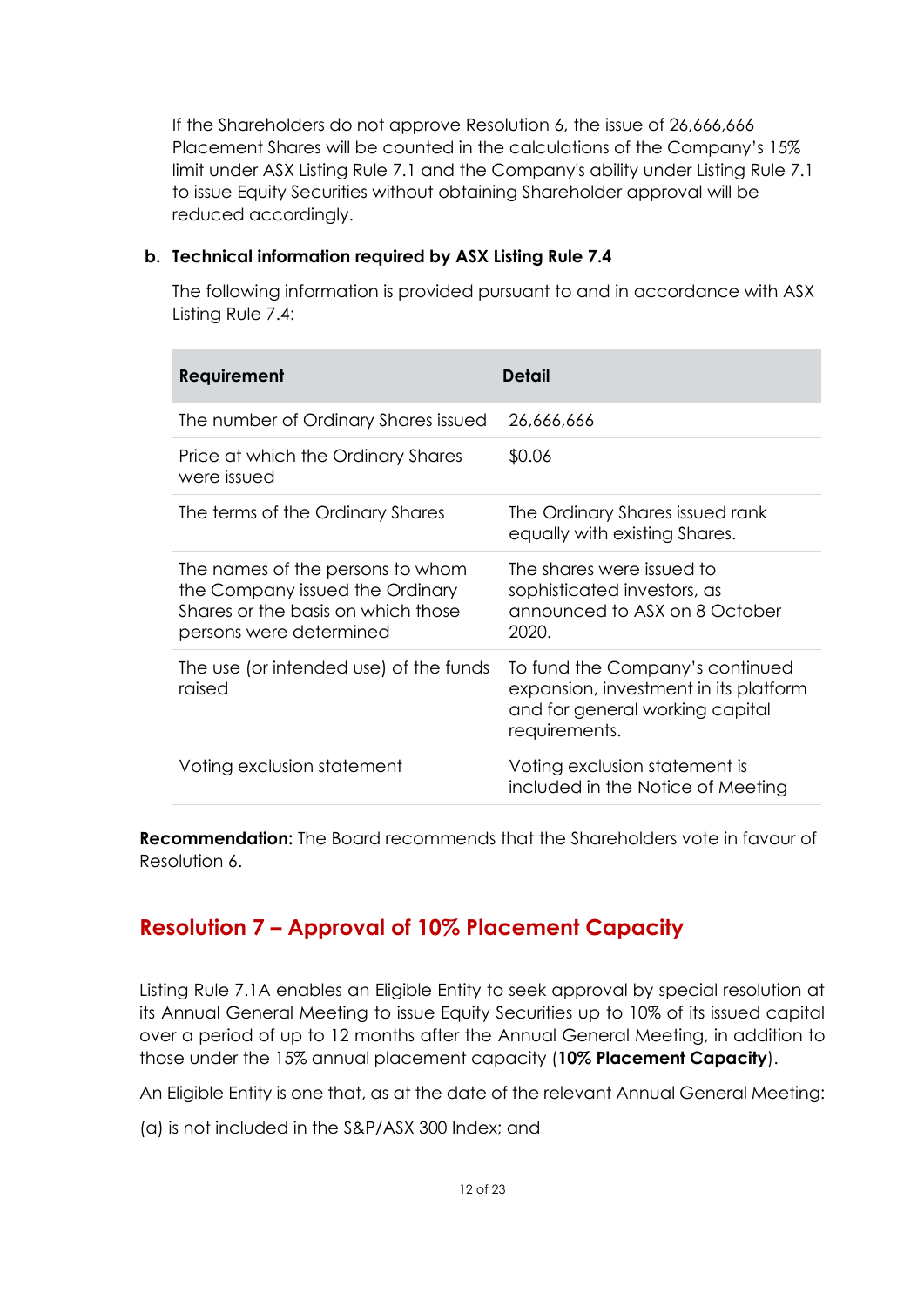If the Shareholders do not approve Resolution 6, the issue of 26,666,666 Placement Shares will be counted in the calculations of the Company's 15% limit under ASX Listing Rule 7.1 and the Company's ability under Listing Rule 7.1 to issue Equity Securities without obtaining Shareholder approval will be reduced accordingly.

**b. Technical information required by ASX Listing Rule 7.4**

The following information is provided pursuant to and in accordance with ASX Listing Rule 7.4:

| Requirement | Detail |
|---|---|
| The number of Ordinary Shares issued | 26,666,666 |
| Price at which the Ordinary Shares were issued | $0.06 |
| The terms of the Ordinary Shares | The Ordinary Shares issued rank equally with existing Shares. |
| The names of the persons to whom the Company issued the Ordinary Shares or the basis on which those persons were determined | The shares were issued to sophisticated investors, as announced to ASX on 8 October 2020. |
| The use (or intended use) of the funds raised | To fund the Company's continued expansion, investment in its platform and for general working capital requirements. |
| Voting exclusion statement | Voting exclusion statement is included in the Notice of Meeting |

**Recommendation:** The Board recommends that the Shareholders vote in favour of Resolution 6.

## Resolution 7 – Approval of 10% Placement Capacity

Listing Rule 7.1A enables an Eligible Entity to seek approval by special resolution at its Annual General Meeting to issue Equity Securities up to 10% of its issued capital over a period of up to 12 months after the Annual General Meeting, in addition to those under the 15% annual placement capacity (**10% Placement Capacity**).

An Eligible Entity is one that, as at the date of the relevant Annual General Meeting:

(a) is not included in the S&P/ASX 300 Index; and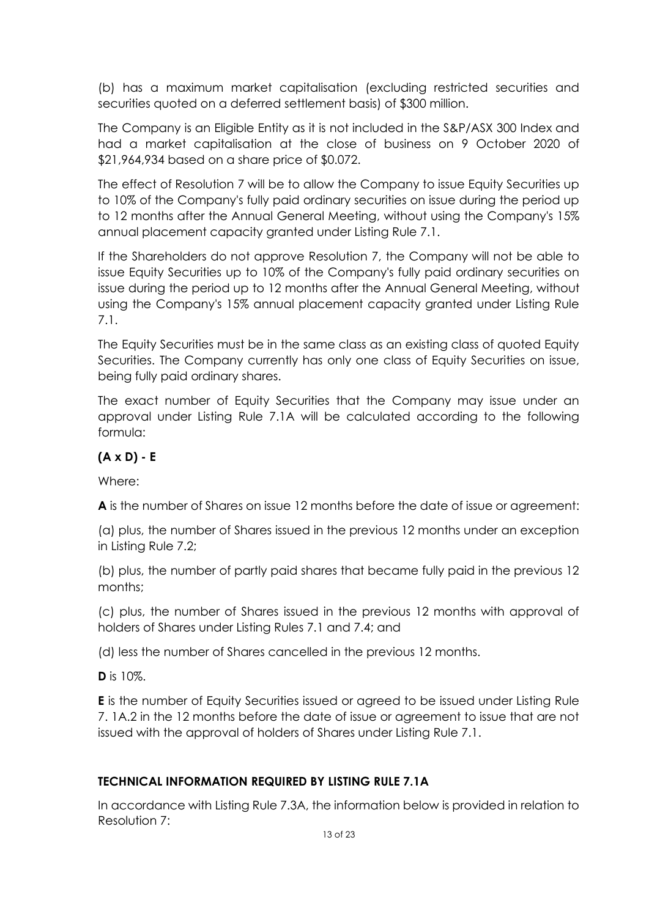(b) has a maximum market capitalisation (excluding restricted securities and securities quoted on a deferred settlement basis) of $300 million.

The Company is an Eligible Entity as it is not included in the S&P/ASX 300 Index and had a market capitalisation at the close of business on 9 October 2020 of $21,964,934 based on a share price of $0.072.

The effect of Resolution 7 will be to allow the Company to issue Equity Securities up to 10% of the Company's fully paid ordinary securities on issue during the period up to 12 months after the Annual General Meeting, without using the Company's 15% annual placement capacity granted under Listing Rule 7.1.

If the Shareholders do not approve Resolution 7, the Company will not be able to issue Equity Securities up to 10% of the Company's fully paid ordinary securities on issue during the period up to 12 months after the Annual General Meeting, without using the Company's 15% annual placement capacity granted under Listing Rule 7.1.

The Equity Securities must be in the same class as an existing class of quoted Equity Securities. The Company currently has only one class of Equity Securities on issue, being fully paid ordinary shares.

The exact number of Equity Securities that the Company may issue under an approval under Listing Rule 7.1A will be calculated according to the following formula:

**(A x D) - E**

Where:

**A** is the number of Shares on issue 12 months before the date of issue or agreement:

(a) plus, the number of Shares issued in the previous 12 months under an exception in Listing Rule 7.2;

(b) plus, the number of partly paid shares that became fully paid in the previous 12 months;

(c) plus, the number of Shares issued in the previous 12 months with approval of holders of Shares under Listing Rules 7.1 and 7.4; and

(d) less the number of Shares cancelled in the previous 12 months.

**D** is 10%.

**E** is the number of Equity Securities issued or agreed to be issued under Listing Rule 7. 1A.2 in the 12 months before the date of issue or agreement to issue that are not issued with the approval of holders of Shares under Listing Rule 7.1.

## TECHNICAL INFORMATION REQUIRED BY LISTING RULE 7.1A

In accordance with Listing Rule 7.3A, the information below is provided in relation to Resolution 7: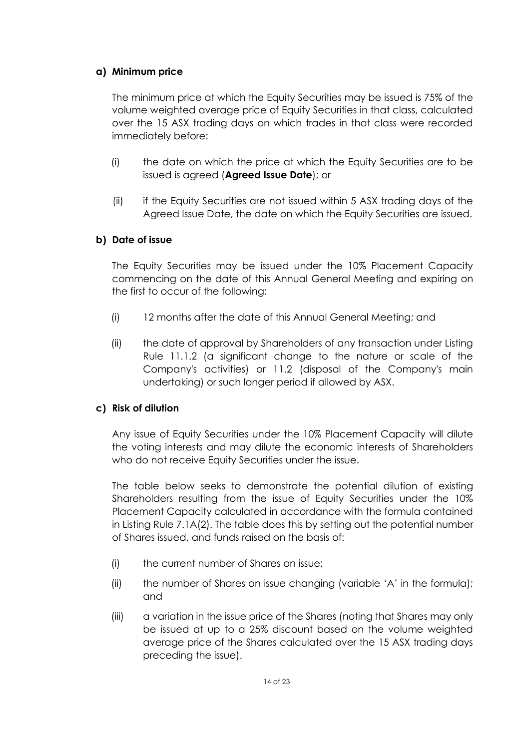**a) Minimum price**

The minimum price at which the Equity Securities may be issued is 75% of the volume weighted average price of Equity Securities in that class, calculated over the 15 ASX trading days on which trades in that class were recorded immediately before:

(i) the date on which the price at which the Equity Securities are to be issued is agreed (**Agreed Issue Date**); or

(ii) if the Equity Securities are not issued within 5 ASX trading days of the Agreed Issue Date, the date on which the Equity Securities are issued.

**b) Date of issue**

The Equity Securities may be issued under the 10% Placement Capacity commencing on the date of this Annual General Meeting and expiring on the first to occur of the following:

(i) 12 months after the date of this Annual General Meeting; and

(ii) the date of approval by Shareholders of any transaction under Listing Rule 11.1.2 (a significant change to the nature or scale of the Company's activities) or 11.2 (disposal of the Company's main undertaking) or such longer period if allowed by ASX.

**c) Risk of dilution**

Any issue of Equity Securities under the 10% Placement Capacity will dilute the voting interests and may dilute the economic interests of Shareholders who do not receive Equity Securities under the issue.

The table below seeks to demonstrate the potential dilution of existing Shareholders resulting from the issue of Equity Securities under the 10% Placement Capacity calculated in accordance with the formula contained in Listing Rule 7.1A(2). The table does this by setting out the potential number of Shares issued, and funds raised on the basis of:

(i) the current number of Shares on issue;

(ii) the number of Shares on issue changing (variable 'A' in the formula); and

(iii) a variation in the issue price of the Shares (noting that Shares may only be issued at up to a 25% discount based on the volume weighted average price of the Shares calculated over the 15 ASX trading days preceding the issue).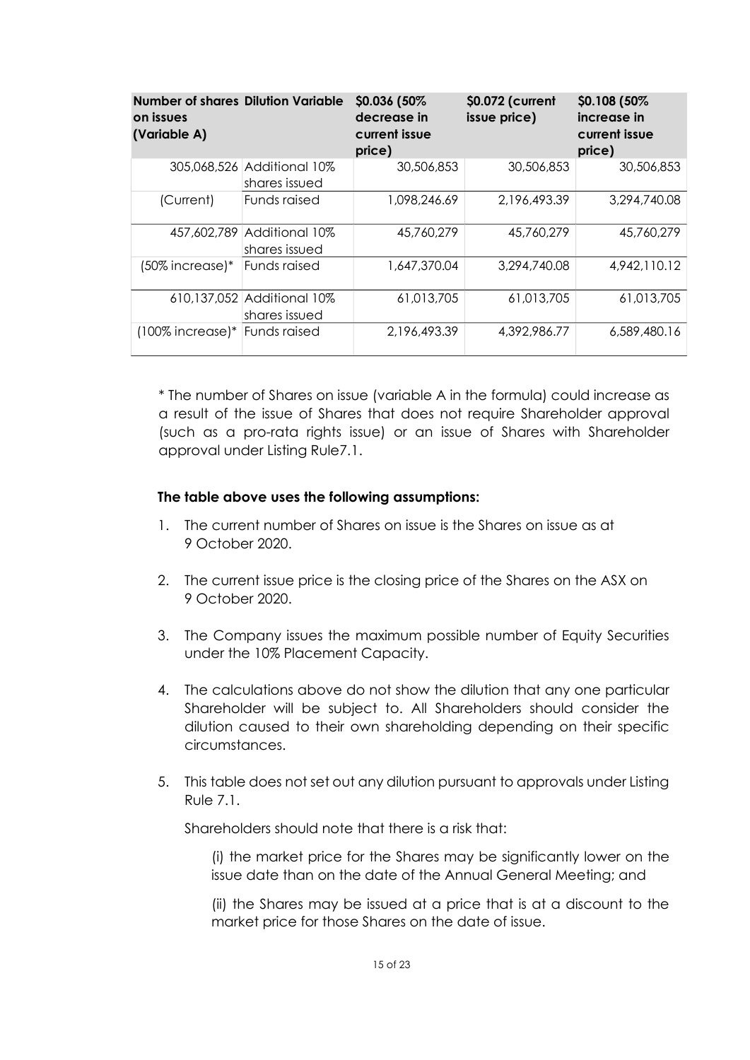| Number of shares on issues (Variable A) | Dilution Variable | $0.036 (50% decrease in current issue price) | $0.072 (current issue price) | $0.108 (50% increase in current issue price) |
|---|---|---|---|---|
| 305,068,526 | Additional 10% shares issued | 30,506,853 | 30,506,853 | 30,506,853 |
| (Current) | Funds raised | 1,098,246.69 | 2,196,493.39 | 3,294,740.08 |
| 457,602,789 | Additional 10% shares issued | 45,760,279 | 45,760,279 | 45,760,279 |
| (50% increase)* | Funds raised | 1,647,370.04 | 3,294,740.08 | 4,942,110.12 |
| 610,137,052 | Additional 10% shares issued | 61,013,705 | 61,013,705 | 61,013,705 |
| (100% increase)* | Funds raised | 2,196,493.39 | 4,392,986.77 | 6,589,480.16 |

* The number of Shares on issue (variable A in the formula) could increase as a result of the issue of Shares that does not require Shareholder approval (such as a pro-rata rights issue) or an issue of Shares with Shareholder approval under Listing Rule7.1.

**The table above uses the following assumptions:**

1. The current number of Shares on issue is the Shares on issue as at 9 October 2020.
2. The current issue price is the closing price of the Shares on the ASX on 9 October 2020.
3. The Company issues the maximum possible number of Equity Securities under the 10% Placement Capacity.
4. The calculations above do not show the dilution that any one particular Shareholder will be subject to. All Shareholders should consider the dilution caused to their own shareholding depending on their specific circumstances.
5. This table does not set out any dilution pursuant to approvals under Listing Rule 7.1.

   Shareholders should note that there is a risk that:

   (i) the market price for the Shares may be significantly lower on the issue date than on the date of the Annual General Meeting; and

   (ii) the Shares may be issued at a price that is at a discount to the market price for those Shares on the date of issue.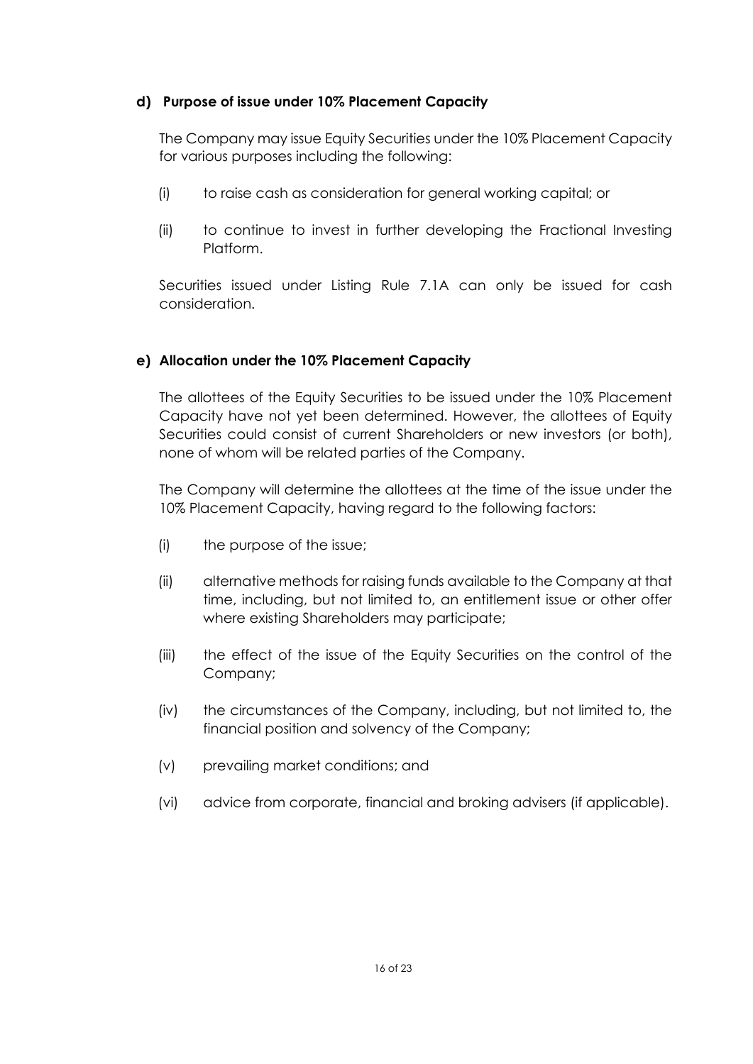### d) Purpose of issue under 10% Placement Capacity

The Company may issue Equity Securities under the 10% Placement Capacity for various purposes including the following:

(i) to raise cash as consideration for general working capital; or

(ii) to continue to invest in further developing the Fractional Investing Platform.

Securities issued under Listing Rule 7.1A can only be issued for cash consideration.

### e) Allocation under the 10% Placement Capacity

The allottees of the Equity Securities to be issued under the 10% Placement Capacity have not yet been determined. However, the allottees of Equity Securities could consist of current Shareholders or new investors (or both), none of whom will be related parties of the Company.

The Company will determine the allottees at the time of the issue under the 10% Placement Capacity, having regard to the following factors:

(i) the purpose of the issue;

(ii) alternative methods for raising funds available to the Company at that time, including, but not limited to, an entitlement issue or other offer where existing Shareholders may participate;

(iii) the effect of the issue of the Equity Securities on the control of the Company;

(iv) the circumstances of the Company, including, but not limited to, the financial position and solvency of the Company;

(v) prevailing market conditions; and

(vi) advice from corporate, financial and broking advisers (if applicable).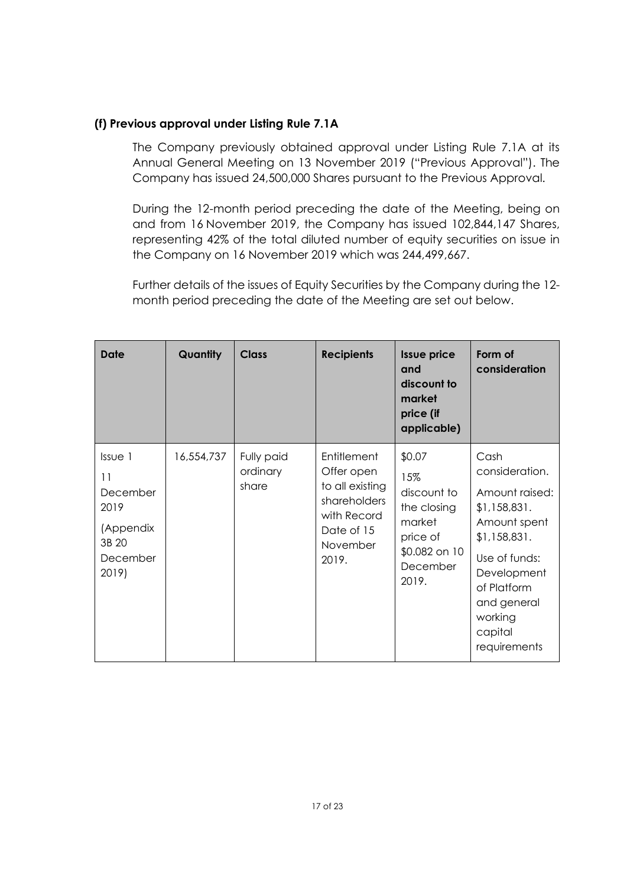### (f) Previous approval under Listing Rule 7.1A

The Company previously obtained approval under Listing Rule 7.1A at its Annual General Meeting on 13 November 2019 ("Previous Approval"). The Company has issued 24,500,000 Shares pursuant to the Previous Approval.

During the 12-month period preceding the date of the Meeting, being on and from 16 November 2019, the Company has issued 102,844,147 Shares, representing 42% of the total diluted number of equity securities on issue in the Company on 16 November 2019 which was 244,499,667.

Further details of the issues of Equity Securities by the Company during the 12-month period preceding the date of the Meeting are set out below.

| Date | Quantity | Class | Recipients | Issue price and discount to market price (if applicable) | Form of consideration |
|---|---|---|---|---|---|
| Issue 1<br>11 December 2019<br>(Appendix 3B 20 December 2019) | 16,554,737 | Fully paid ordinary share | Entitlement Offer open to all existing shareholders with Record Date of 15 November 2019. | \$0.07<br>15% discount to the closing market price of \$0.082 on 10 December 2019. | Cash consideration.<br>Amount raised: \$1,158,831.<br>Amount spent \$1,158,831.<br>Use of funds: Development of Platform and general working capital requirements |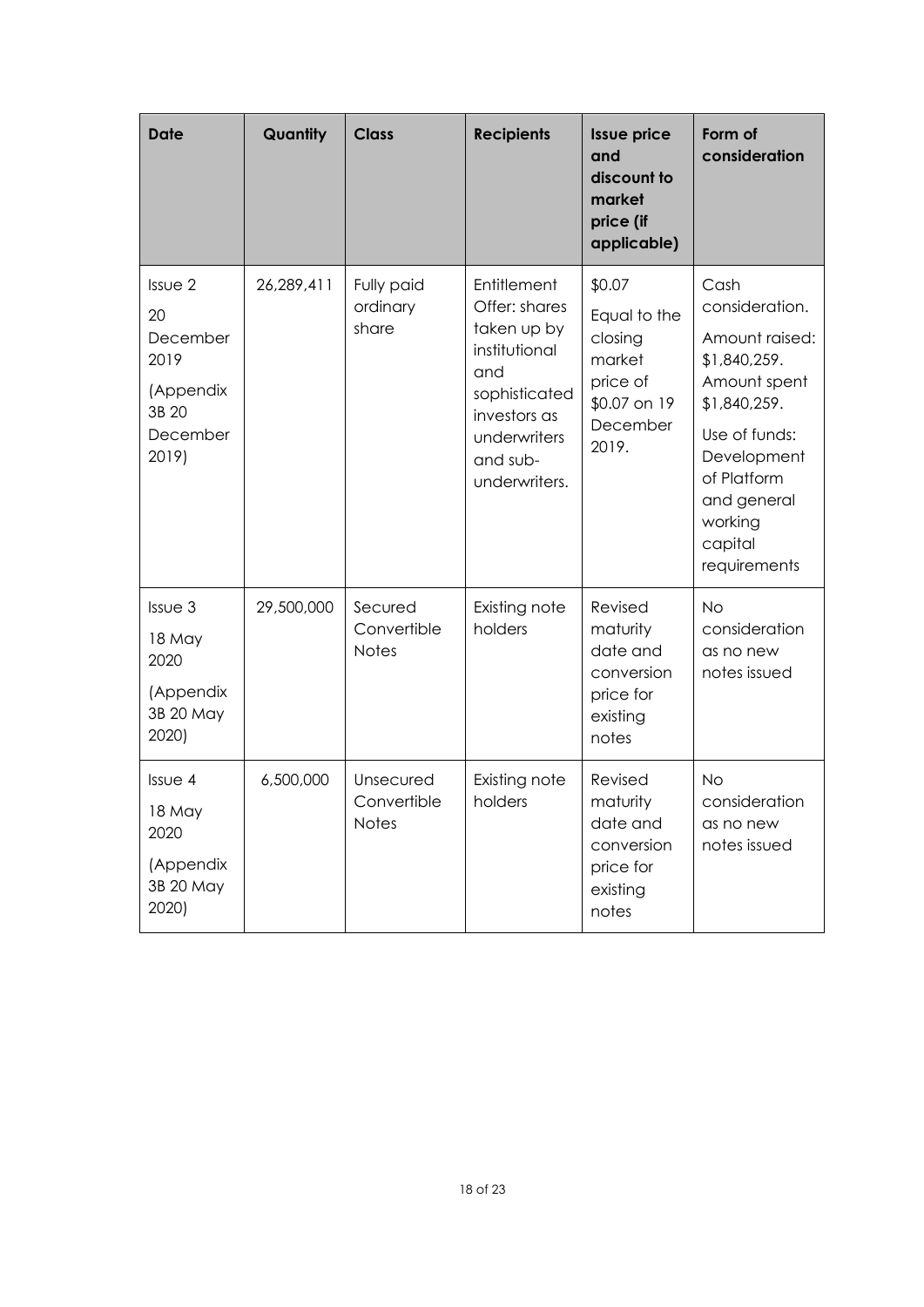| Date | Quantity | Class | Recipients | Issue price and discount to market price (if applicable) | Form of consideration |
| --- | --- | --- | --- | --- | --- |
| Issue 2<br>20 December 2019<br>(Appendix 3B 20 December 2019) | 26,289,411 | Fully paid ordinary share | Entitlement Offer: shares taken up by institutional and sophisticated investors as underwriters and sub-underwriters. | $0.07<br>Equal to the closing market price of $0.07 on 19 December 2019. | Cash consideration.<br>Amount raised: $1,840,259. Amount spent $1,840,259.<br>Use of funds: Development of Platform and general working capital requirements |
| Issue 3<br>18 May 2020<br>(Appendix 3B 20 May 2020) | 29,500,000 | Secured Convertible Notes | Existing note holders | Revised maturity date and conversion price for existing notes | No consideration as no new notes issued |
| Issue 4<br>18 May 2020<br>(Appendix 3B 20 May 2020) | 6,500,000 | Unsecured Convertible Notes | Existing note holders | Revised maturity date and conversion price for existing notes | No consideration as no new notes issued |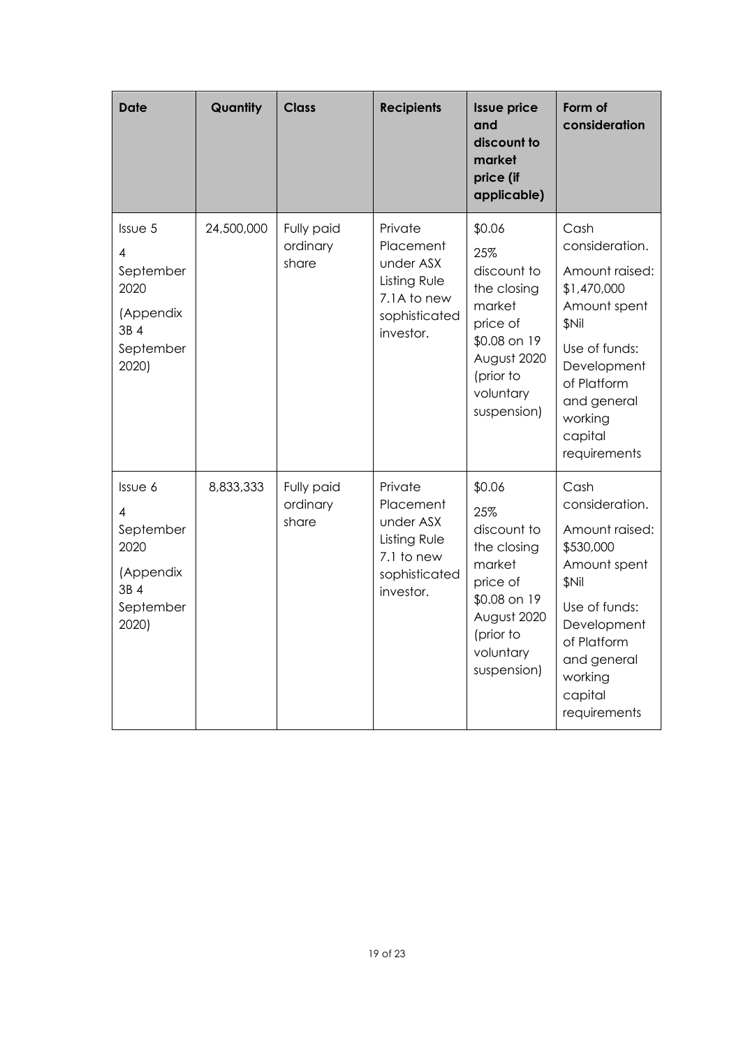| Date | Quantity | Class | Recipients | Issue price and discount to market price (if applicable) | Form of consideration |
|---|---|---|---|---|---|
| Issue 5 4 September 2020 (Appendix 3B 4 September 2020) | 24,500,000 | Fully paid ordinary share | Private Placement under ASX Listing Rule 7.1A to new sophisticated investor. | $0.06 25% discount to the closing market price of $0.08 on 19 August 2020 (prior to voluntary suspension) | Cash consideration. Amount raised: $1,470,000 Amount spent $Nil Use of funds: Development of Platform and general working capital requirements |
| Issue 6 4 September 2020 (Appendix 3B 4 September 2020) | 8,833,333 | Fully paid ordinary share | Private Placement under ASX Listing Rule 7.1 to new sophisticated investor. | $0.06 25% discount to the closing market price of $0.08 on 19 August 2020 (prior to voluntary suspension) | Cash consideration. Amount raised: $530,000 Amount spent $Nil Use of funds: Development of Platform and general working capital requirements |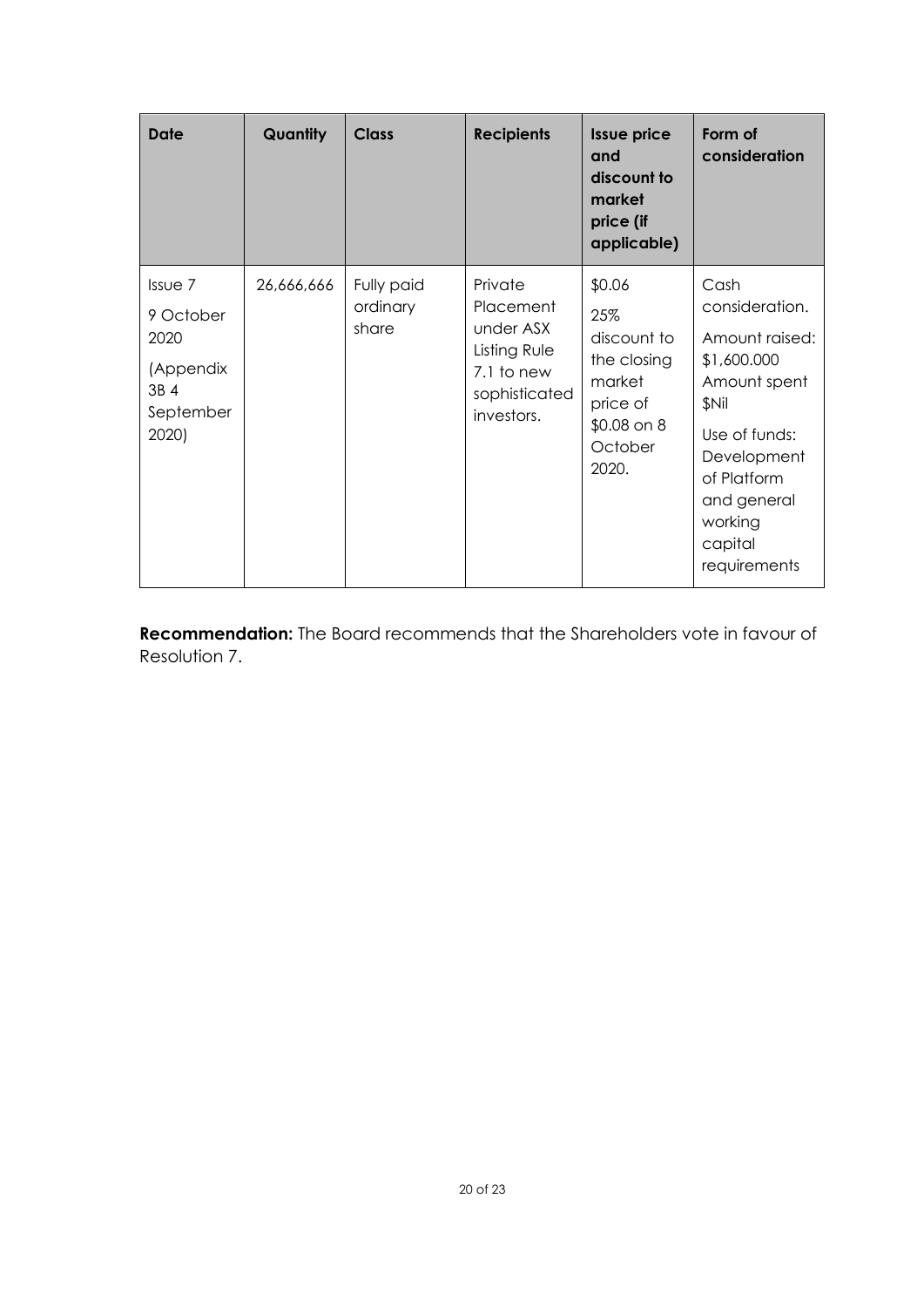| Date | Quantity | Class | Recipients | Issue price and discount to market price (if applicable) | Form of consideration |
|---|---|---|---|---|---|
| Issue 7<br>9 October 2020<br>(Appendix 3B 4 September 2020) | 26,666,666 | Fully paid ordinary share | Private Placement under ASX Listing Rule 7.1 to new sophisticated investors. | $0.06<br>25% discount to the closing market price of $0.08 on 8 October 2020. | Cash consideration.<br>Amount raised: $1,600.000<br>Amount spent $Nil<br>Use of funds: Development of Platform and general working capital requirements |

**Recommendation:** The Board recommends that the Shareholders vote in favour of Resolution 7.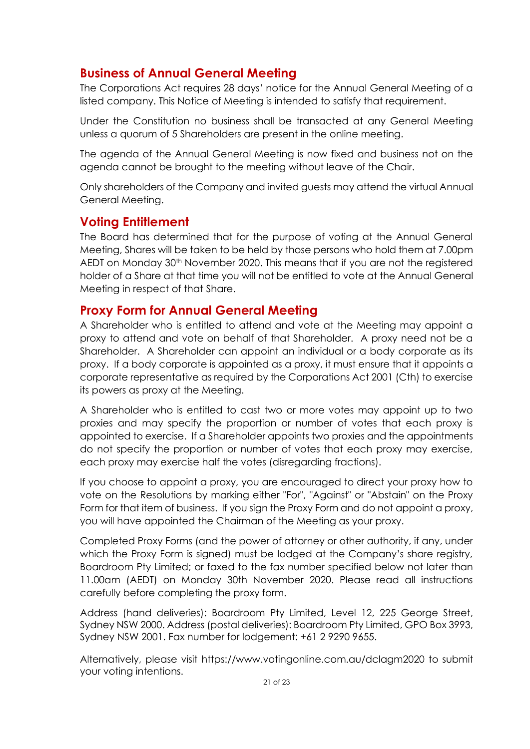## Business of Annual General Meeting

The Corporations Act requires 28 days' notice for the Annual General Meeting of a listed company. This Notice of Meeting is intended to satisfy that requirement.

Under the Constitution no business shall be transacted at any General Meeting unless a quorum of 5 Shareholders are present in the online meeting.

The agenda of the Annual General Meeting is now fixed and business not on the agenda cannot be brought to the meeting without leave of the Chair.

Only shareholders of the Company and invited guests may attend the virtual Annual General Meeting.

## Voting Entitlement

The Board has determined that for the purpose of voting at the Annual General Meeting, Shares will be taken to be held by those persons who hold them at 7.00pm AEDT on Monday 30th November 2020. This means that if you are not the registered holder of a Share at that time you will not be entitled to vote at the Annual General Meeting in respect of that Share.

## Proxy Form for Annual General Meeting

A Shareholder who is entitled to attend and vote at the Meeting may appoint a proxy to attend and vote on behalf of that Shareholder. A proxy need not be a Shareholder. A Shareholder can appoint an individual or a body corporate as its proxy. If a body corporate is appointed as a proxy, it must ensure that it appoints a corporate representative as required by the Corporations Act 2001 (Cth) to exercise its powers as proxy at the Meeting.

A Shareholder who is entitled to cast two or more votes may appoint up to two proxies and may specify the proportion or number of votes that each proxy is appointed to exercise. If a Shareholder appoints two proxies and the appointments do not specify the proportion or number of votes that each proxy may exercise, each proxy may exercise half the votes (disregarding fractions).

If you choose to appoint a proxy, you are encouraged to direct your proxy how to vote on the Resolutions by marking either "For", "Against" or "Abstain" on the Proxy Form for that item of business. If you sign the Proxy Form and do not appoint a proxy, you will have appointed the Chairman of the Meeting as your proxy.

Completed Proxy Forms (and the power of attorney or other authority, if any, under which the Proxy Form is signed) must be lodged at the Company's share registry, Boardroom Pty Limited; or faxed to the fax number specified below not later than 11.00am (AEDT) on Monday 30th November 2020. Please read all instructions carefully before completing the proxy form.

Address (hand deliveries): Boardroom Pty Limited, Level 12, 225 George Street, Sydney NSW 2000. Address (postal deliveries): Boardroom Pty Limited, GPO Box 3993, Sydney NSW 2001. Fax number for lodgement: +61 2 9290 9655.

Alternatively, please visit https://www.votingonline.com.au/dclagm2020 to submit your voting intentions.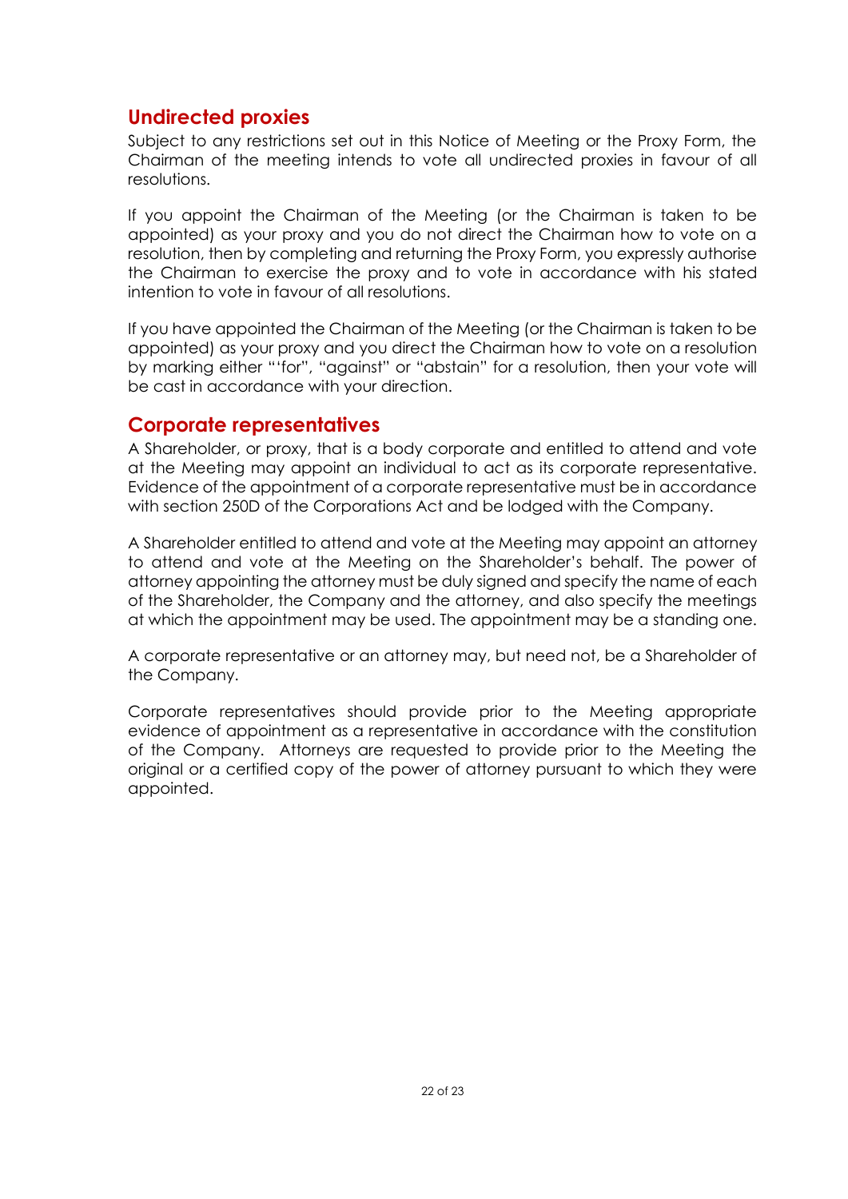## Undirected proxies

Subject to any restrictions set out in this Notice of Meeting or the Proxy Form, the Chairman of the meeting intends to vote all undirected proxies in favour of all resolutions.

If you appoint the Chairman of the Meeting (or the Chairman is taken to be appointed) as your proxy and you do not direct the Chairman how to vote on a resolution, then by completing and returning the Proxy Form, you expressly authorise the Chairman to exercise the proxy and to vote in accordance with his stated intention to vote in favour of all resolutions.

If you have appointed the Chairman of the Meeting (or the Chairman is taken to be appointed) as your proxy and you direct the Chairman how to vote on a resolution by marking either "'for", "against" or "abstain" for a resolution, then your vote will be cast in accordance with your direction.

## Corporate representatives

A Shareholder, or proxy, that is a body corporate and entitled to attend and vote at the Meeting may appoint an individual to act as its corporate representative. Evidence of the appointment of a corporate representative must be in accordance with section 250D of the Corporations Act and be lodged with the Company.

A Shareholder entitled to attend and vote at the Meeting may appoint an attorney to attend and vote at the Meeting on the Shareholder's behalf. The power of attorney appointing the attorney must be duly signed and specify the name of each of the Shareholder, the Company and the attorney, and also specify the meetings at which the appointment may be used. The appointment may be a standing one.

A corporate representative or an attorney may, but need not, be a Shareholder of the Company.

Corporate representatives should provide prior to the Meeting appropriate evidence of appointment as a representative in accordance with the constitution of the Company. Attorneys are requested to provide prior to the Meeting the original or a certified copy of the power of attorney pursuant to which they were appointed.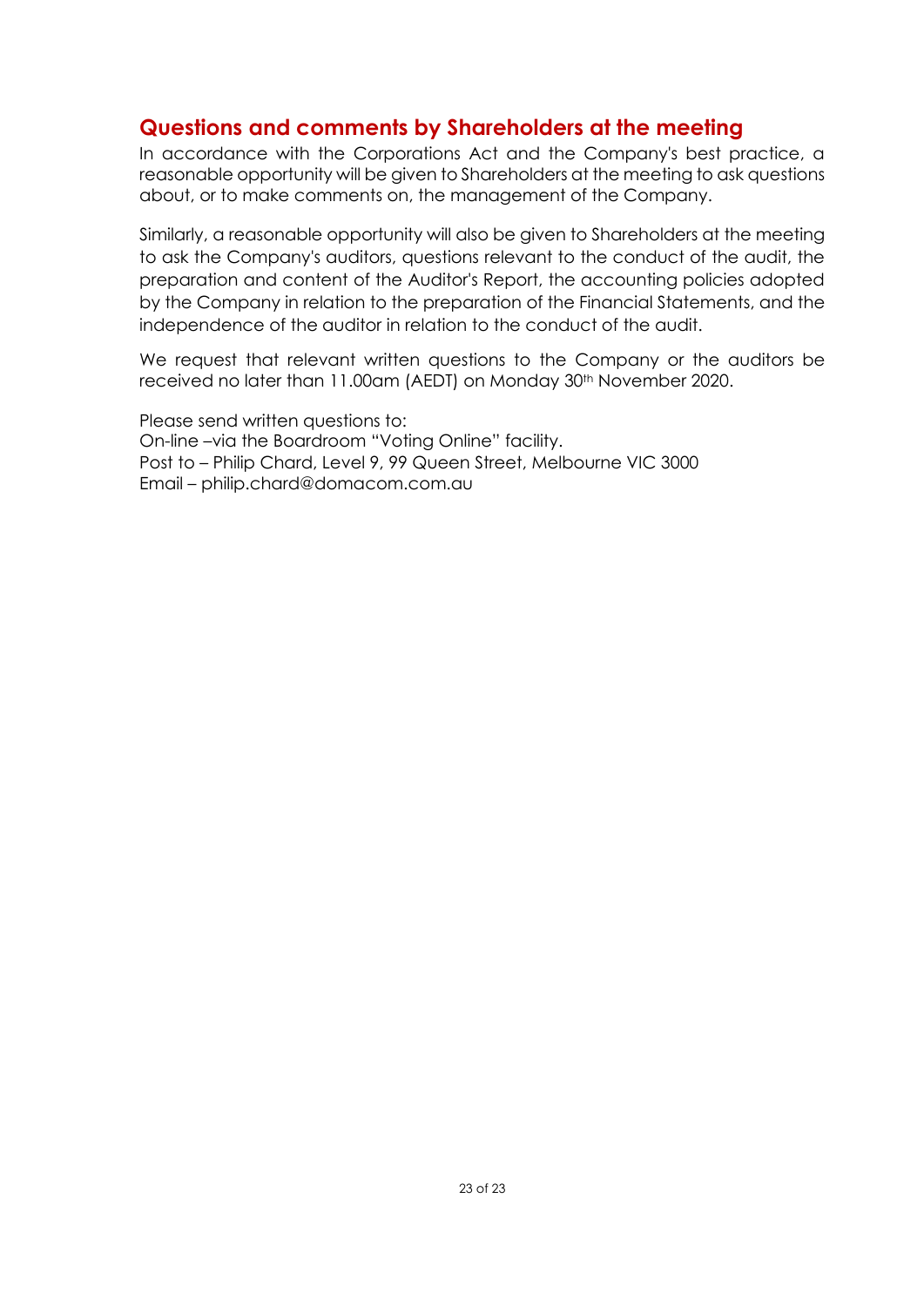## Questions and comments by Shareholders at the meeting

In accordance with the Corporations Act and the Company's best practice, a reasonable opportunity will be given to Shareholders at the meeting to ask questions about, or to make comments on, the management of the Company.

Similarly, a reasonable opportunity will also be given to Shareholders at the meeting to ask the Company's auditors, questions relevant to the conduct of the audit, the preparation and content of the Auditor's Report, the accounting policies adopted by the Company in relation to the preparation of the Financial Statements, and the independence of the auditor in relation to the conduct of the audit.

We request that relevant written questions to the Company or the auditors be received no later than 11.00am (AEDT) on Monday 30th November 2020.

Please send written questions to:
On-line –via the Boardroom "Voting Online" facility.
Post to – Philip Chard, Level 9, 99 Queen Street, Melbourne VIC 3000
Email – philip.chard@domacom.com.au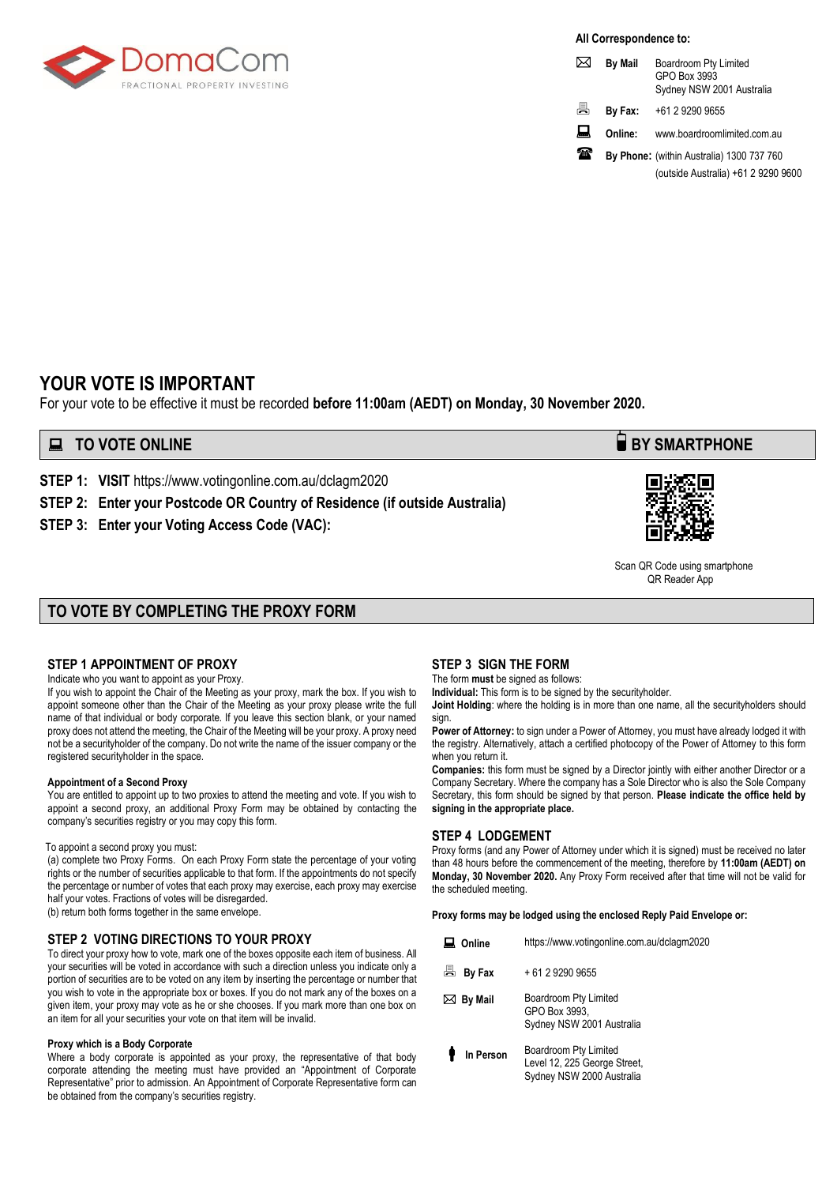DomaCom
FRACTIONAL PROPERTY INVESTING

**All Correspondence to:**

| | | |
|---|---|---|
| **By Mail** | Boardroom Pty Limited<br>GPO Box 3993<br>Sydney NSW 2001 Australia | |
| **By Fax:** | +61 2 9290 9655 | |
| **Online:** | www.boardroomlimited.com.au | |
| **By Phone:** | (within Australia) 1300 737 760<br>(outside Australia) +61 2 9290 9600 | |

# YOUR VOTE IS IMPORTANT

For your vote to be effective it must be recorded **before 11:00am (AEDT) on Monday, 30 November 2020.**

## TO VOTE ONLINE

**STEP 1: VISIT** https://www.votingonline.com.au/dclagm2020

**STEP 2: Enter your Postcode OR Country of Residence (if outside Australia)**

**STEP 3: Enter your Voting Access Code (VAC):**

## BY SMARTPHONE

Scan QR Code using smartphone QR Reader App

## TO VOTE BY COMPLETING THE PROXY FORM

### STEP 1 APPOINTMENT OF PROXY

Indicate who you want to appoint as your Proxy.

If you wish to appoint the Chair of the Meeting as your proxy, mark the box. If you wish to appoint someone other than the Chair of the Meeting as your proxy please write the full name of that individual or body corporate. If you leave this section blank, or your named proxy does not attend the meeting, the Chair of the Meeting will be your proxy. A proxy need not be a securityholder of the company. Do not write the name of the issuer company or the registered securityholder in the space.

**Appointment of a Second Proxy**

You are entitled to appoint up to two proxies to attend the meeting and vote. If you wish to appoint a second proxy, an additional Proxy Form may be obtained by contacting the company's securities registry or you may copy this form.

To appoint a second proxy you must:

(a) complete two Proxy Forms. On each Proxy Form state the percentage of your voting rights or the number of securities applicable to that form. If the appointments do not specify the percentage or number of votes that each proxy may exercise, each proxy may exercise half your votes. Fractions of votes will be disregarded.

(b) return both forms together in the same envelope.

### STEP 2 VOTING DIRECTIONS TO YOUR PROXY

To direct your proxy how to vote, mark one of the boxes opposite each item of business. All your securities will be voted in accordance with such a direction unless you indicate only a portion of securities are to be voted on any item by inserting the percentage or number that you wish to vote in the appropriate box or boxes. If you do not mark any of the boxes on a given item, your proxy may vote as he or she chooses. If you mark more than one box on an item for all your securities your vote on that item will be invalid.

**Proxy which is a Body Corporate**

Where a body corporate is appointed as your proxy, the representative of that body corporate attending the meeting must have provided an "Appointment of Corporate Representative" prior to admission. An Appointment of Corporate Representative form can be obtained from the company's securities registry.

### STEP 3 SIGN THE FORM

The form **must** be signed as follows:

**Individual:** This form is to be signed by the securityholder.

**Joint Holding**: where the holding is in more than one name, all the securityholders should sign.

**Power of Attorney:** to sign under a Power of Attorney, you must have already lodged it with the registry. Alternatively, attach a certified photocopy of the Power of Attorney to this form when you return it.

**Companies:** this form must be signed by a Director jointly with either another Director or a Company Secretary. Where the company has a Sole Director who is also the Sole Company Secretary, this form should be signed by that person. **Please indicate the office held by signing in the appropriate place.**

### STEP 4 LODGEMENT

Proxy forms (and any Power of Attorney under which it is signed) must be received no later than 48 hours before the commencement of the meeting, therefore by **11:00am (AEDT) on Monday, 30 November 2020.** Any Proxy Form received after that time will not be valid for the scheduled meeting.

**Proxy forms may be lodged using the enclosed Reply Paid Envelope or:**

| | |
|---|---|
| **Online** | https://www.votingonline.com.au/dclagm2020 |
| **By Fax** | + 61 2 9290 9655 |
| **By Mail** | Boardroom Pty Limited<br>GPO Box 3993,<br>Sydney NSW 2001 Australia |
| **In Person** | Boardroom Pty Limited<br>Level 12, 225 George Street,<br>Sydney NSW 2000 Australia |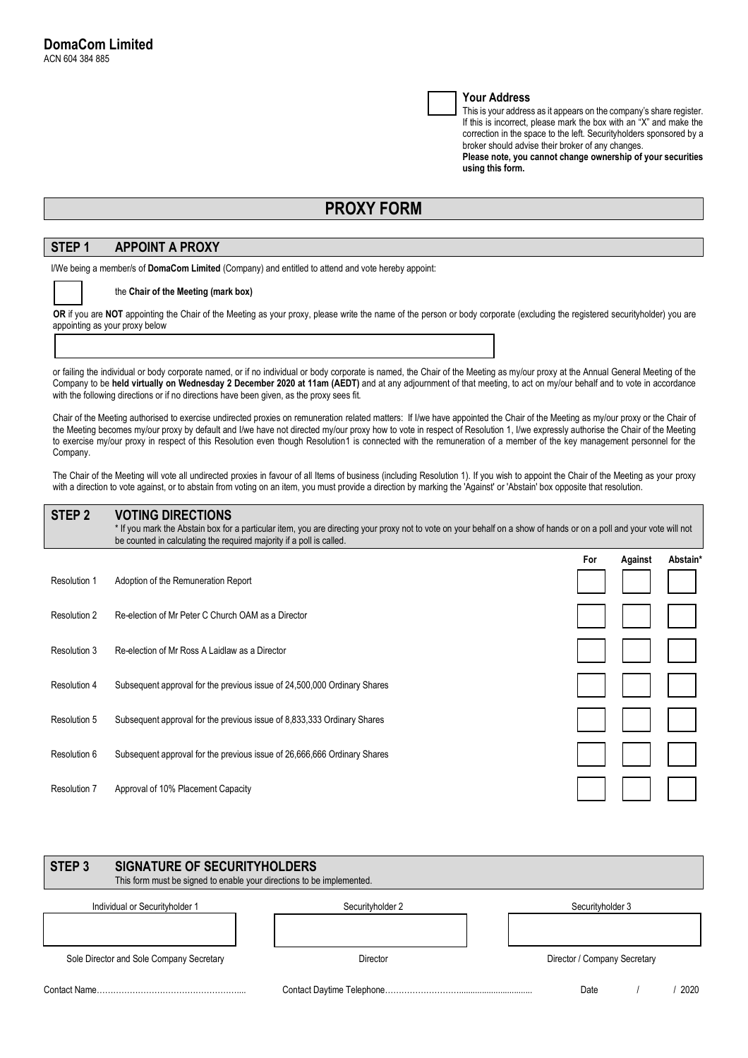**DomaCom Limited**
ACN 604 384 885

☐ **Your Address**
This is your address as it appears on the company's share register. If this is incorrect, please mark the box with an "X" and make the correction in the space to the left. Securityholders sponsored by a broker should advise their broker of any changes.
**Please note, you cannot change ownership of your securities using this form.**

# PROXY FORM

## STEP 1 APPOINT A PROXY

I/We being a member/s of **DomaCom Limited** (Company) and entitled to attend and vote hereby appoint:

☐ the **Chair of the Meeting (mark box)**

**OR** if you are **NOT** appointing the Chair of the Meeting as your proxy, please write the name of the person or body corporate (excluding the registered securityholder) you are appointing as your proxy below

or failing the individual or body corporate named, or if no individual or body corporate is named, the Chair of the Meeting as my/our proxy at the Annual General Meeting of the Company to be **held virtually on Wednesday 2 December 2020 at 11am (AEDT)** and at any adjournment of that meeting, to act on my/our behalf and to vote in accordance with the following directions or if no directions have been given, as the proxy sees fit.

Chair of the Meeting authorised to exercise undirected proxies on remuneration related matters: If I/we have appointed the Chair of the Meeting as my/our proxy or the Chair of the Meeting becomes my/our proxy by default and I/we have not directed my/our proxy how to vote in respect of Resolution 1, I/we expressly authorise the Chair of the Meeting to exercise my/our proxy in respect of this Resolution even though Resolution1 is connected with the remuneration of a member of the key management personnel for the Company.

The Chair of the Meeting will vote all undirected proxies in favour of all Items of business (including Resolution 1). If you wish to appoint the Chair of the Meeting as your proxy with a direction to vote against, or to abstain from voting on an item, you must provide a direction by marking the 'Against' or 'Abstain' box opposite that resolution.

## STEP 2 VOTING DIRECTIONS

\* If you mark the Abstain box for a particular item, you are directing your proxy not to vote on your behalf on a show of hands or on a poll and your vote will not be counted in calculating the required majority if a poll is called.

| | | For | Against | Abstain* |
|---|---|---|---|---|
| Resolution 1 | Adoption of the Remuneration Report | ☐ | ☐ | ☐ |
| Resolution 2 | Re-election of Mr Peter C Church OAM as a Director | ☐ | ☐ | ☐ |
| Resolution 3 | Re-election of Mr Ross A Laidlaw as a Director | ☐ | ☐ | ☐ |
| Resolution 4 | Subsequent approval for the previous issue of 24,500,000 Ordinary Shares | ☐ | ☐ | ☐ |
| Resolution 5 | Subsequent approval for the previous issue of 8,833,333 Ordinary Shares | ☐ | ☐ | ☐ |
| Resolution 6 | Subsequent approval for the previous issue of 26,666,666 Ordinary Shares | ☐ | ☐ | ☐ |
| Resolution 7 | Approval of 10% Placement Capacity | ☐ | ☐ | ☐ |

## STEP 3 SIGNATURE OF SECURITYHOLDERS

This form must be signed to enable your directions to be implemented.

| Individual or Securityholder 1 | Securityholder 2 | Securityholder 3 |
|---|---|---|
| | | |
| Sole Director and Sole Company Secretary | Director | Director / Company Secretary |

Contact Name……………………………………………... Contact Daytime Telephone……………………….............................. Date / / 2020